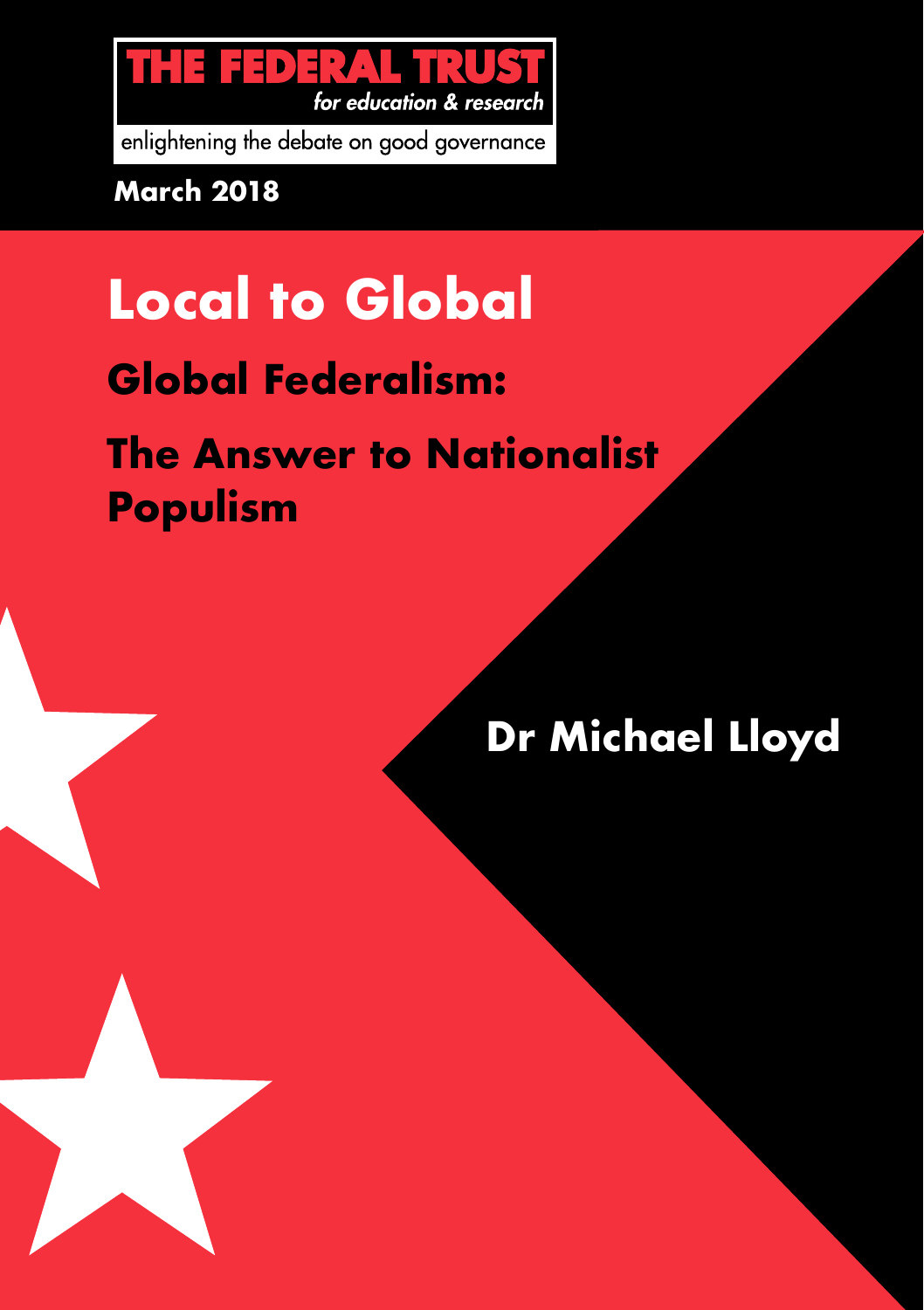THE FEDERAL TRUST
*for education & research*

enlightening the debate on good governance

**March 2018**

# Local to Global

## Global Federalism:

## The Answer to Nationalist Populism

**Dr Michael Lloyd**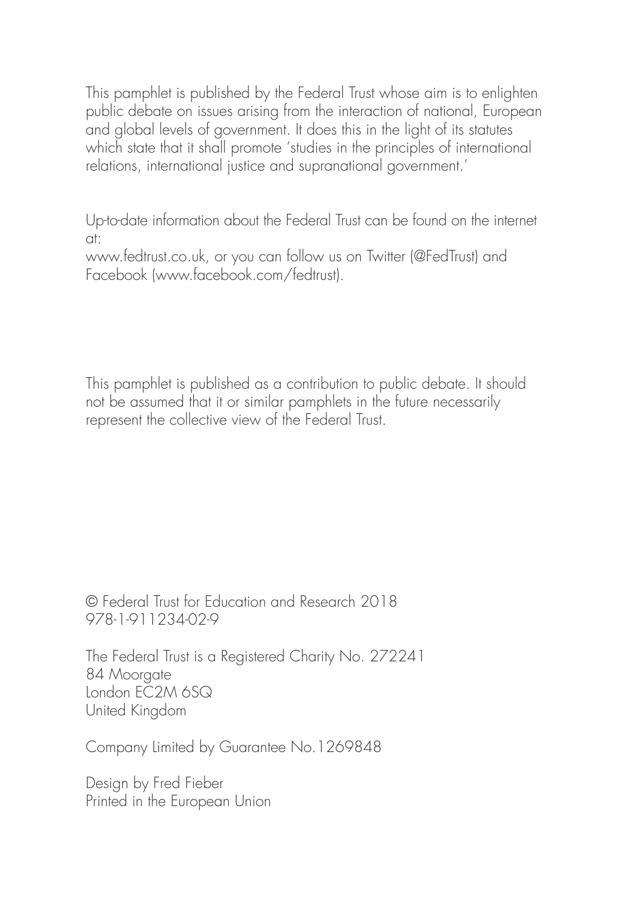This pamphlet is published by the Federal Trust whose aim is to enlighten public debate on issues arising from the interaction of national, European and global levels of government. It does this in the light of its statutes which state that it shall promote 'studies in the principles of international relations, international justice and supranational government.'

Up-to-date information about the Federal Trust can be found on the internet at:
www.fedtrust.co.uk, or you can follow us on Twitter (@FedTrust) and Facebook (www.facebook.com/fedtrust).

This pamphlet is published as a contribution to public debate. It should not be assumed that it or similar pamphlets in the future necessarily represent the collective view of the Federal Trust.

© Federal Trust for Education and Research 2018
978-1-911234-02-9

The Federal Trust is a Registered Charity No. 272241
84 Moorgate
London EC2M 6SQ
United Kingdom

Company Limited by Guarantee No.1269848

Design by Fred Fieber
Printed in the European Union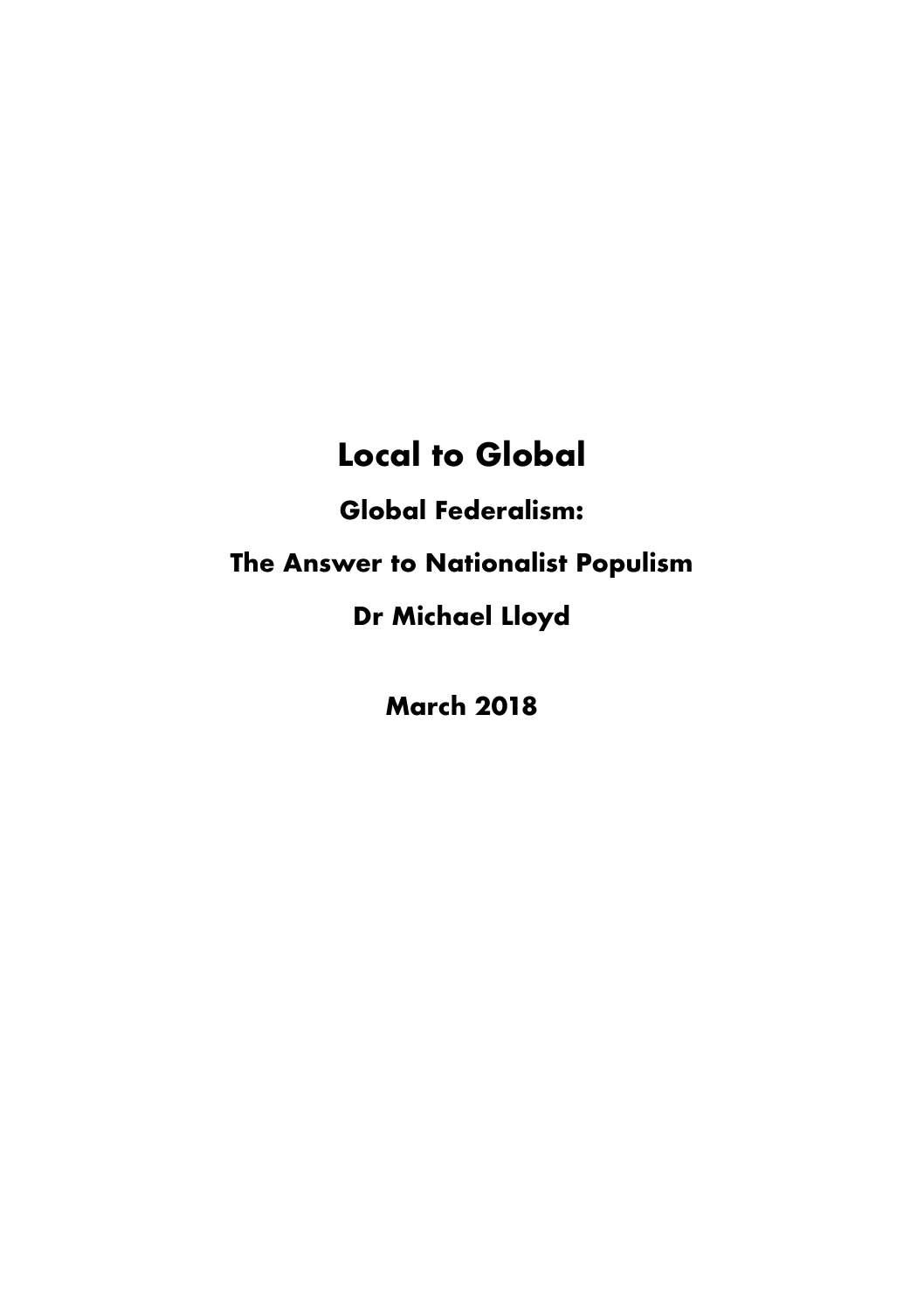# Local to Global

## Global Federalism:

## The Answer to Nationalist Populism

**Dr Michael Lloyd**

**March 2018**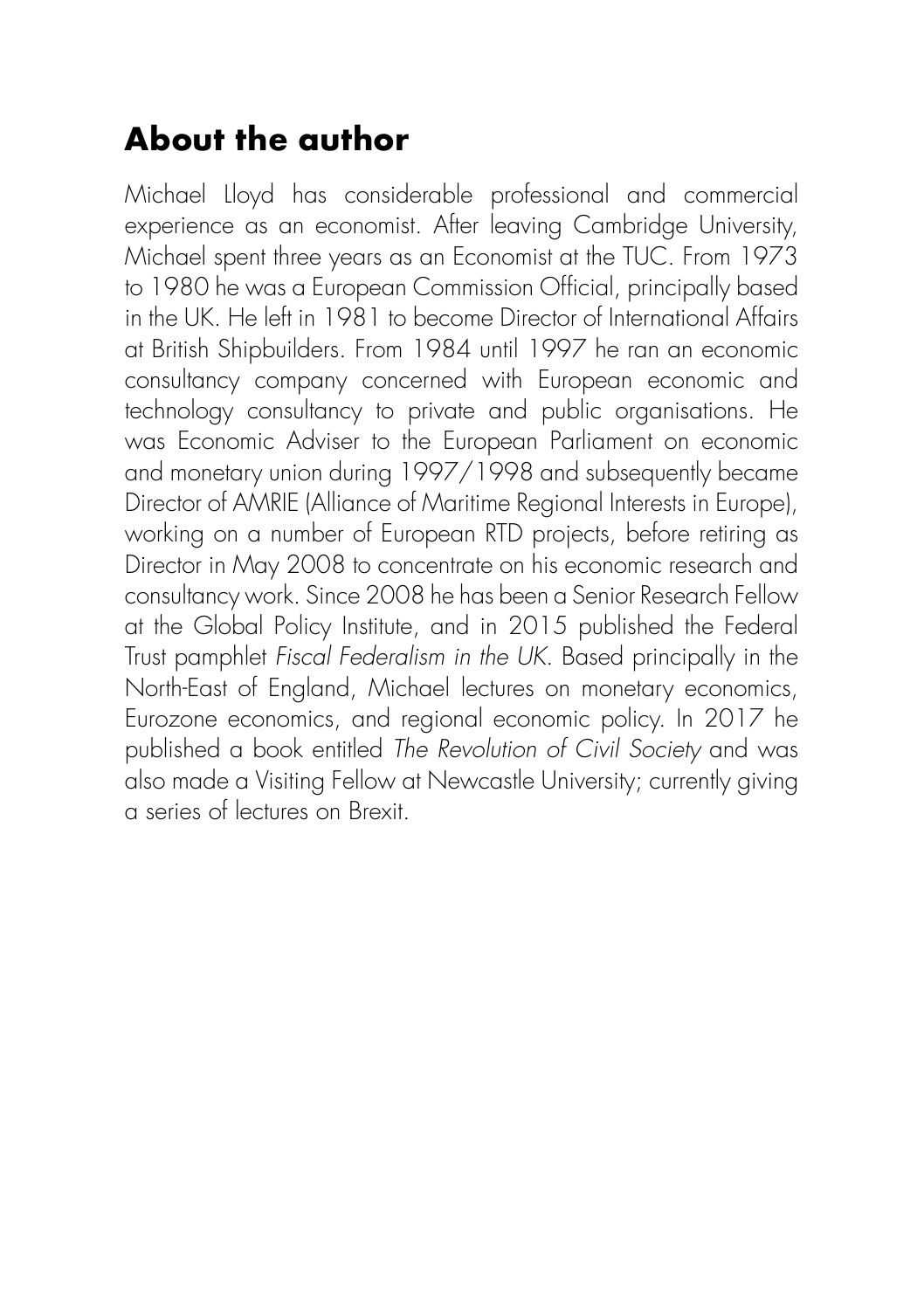## About the author

Michael Lloyd has considerable professional and commercial experience as an economist. After leaving Cambridge University, Michael spent three years as an Economist at the TUC. From 1973 to 1980 he was a European Commission Official, principally based in the UK. He left in 1981 to become Director of International Affairs at British Shipbuilders. From 1984 until 1997 he ran an economic consultancy company concerned with European economic and technology consultancy to private and public organisations. He was Economic Adviser to the European Parliament on economic and monetary union during 1997/1998 and subsequently became Director of AMRIE (Alliance of Maritime Regional Interests in Europe), working on a number of European RTD projects, before retiring as Director in May 2008 to concentrate on his economic research and consultancy work. Since 2008 he has been a Senior Research Fellow at the Global Policy Institute, and in 2015 published the Federal Trust pamphlet *Fiscal Federalism in the UK*. Based principally in the North-East of England, Michael lectures on monetary economics, Eurozone economics, and regional economic policy. In 2017 he published a book entitled *The Revolution of Civil Society* and was also made a Visiting Fellow at Newcastle University; currently giving a series of lectures on Brexit.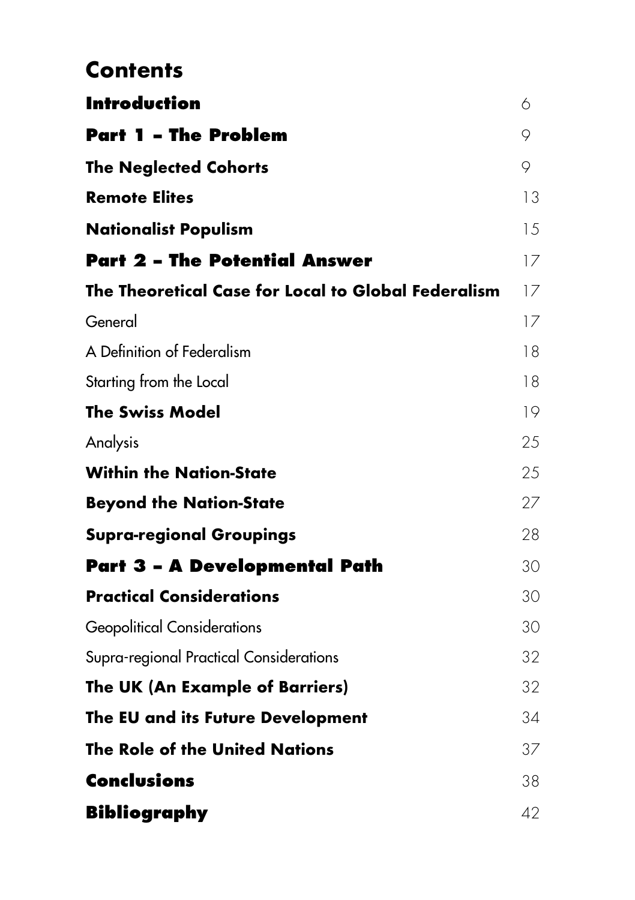# Contents

| | |
|---|---|
| **Introduction** | 6 |
| **Part 1 – The Problem** | 9 |
| **The Neglected Cohorts** | 9 |
| **Remote Elites** | 13 |
| **Nationalist Populism** | 15 |
| **Part 2 – The Potential Answer** | 17 |
| **The Theoretical Case for Local to Global Federalism** | 17 |
| General | 17 |
| A Definition of Federalism | 18 |
| Starting from the Local | 18 |
| **The Swiss Model** | 19 |
| Analysis | 25 |
| **Within the Nation-State** | 25 |
| **Beyond the Nation-State** | 27 |
| **Supra-regional Groupings** | 28 |
| **Part 3 – A Developmental Path** | 30 |
| **Practical Considerations** | 30 |
| Geopolitical Considerations | 30 |
| Supra-regional Practical Considerations | 32 |
| **The UK (An Example of Barriers)** | 32 |
| **The EU and its Future Development** | 34 |
| **The Role of the United Nations** | 37 |
| **Conclusions** | 38 |
| **Bibliography** | 42 |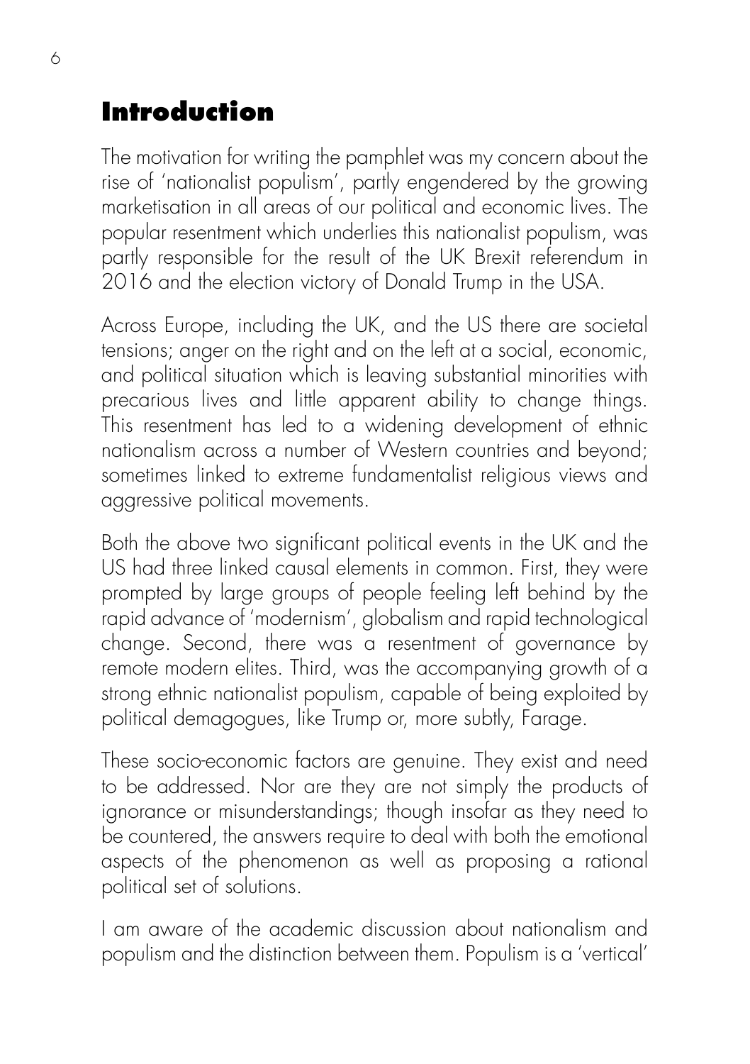## Introduction

The motivation for writing the pamphlet was my concern about the rise of 'nationalist populism', partly engendered by the growing marketisation in all areas of our political and economic lives. The popular resentment which underlies this nationalist populism, was partly responsible for the result of the UK Brexit referendum in 2016 and the election victory of Donald Trump in the USA.

Across Europe, including the UK, and the US there are societal tensions; anger on the right and on the left at a social, economic, and political situation which is leaving substantial minorities with precarious lives and little apparent ability to change things. This resentment has led to a widening development of ethnic nationalism across a number of Western countries and beyond; sometimes linked to extreme fundamentalist religious views and aggressive political movements.

Both the above two significant political events in the UK and the US had three linked causal elements in common. First, they were prompted by large groups of people feeling left behind by the rapid advance of 'modernism', globalism and rapid technological change. Second, there was a resentment of governance by remote modern elites. Third, was the accompanying growth of a strong ethnic nationalist populism, capable of being exploited by political demagogues, like Trump or, more subtly, Farage.

These socio-economic factors are genuine. They exist and need to be addressed. Nor are they are not simply the products of ignorance or misunderstandings; though insofar as they need to be countered, the answers require to deal with both the emotional aspects of the phenomenon as well as proposing a rational political set of solutions.

I am aware of the academic discussion about nationalism and populism and the distinction between them. Populism is a 'vertical'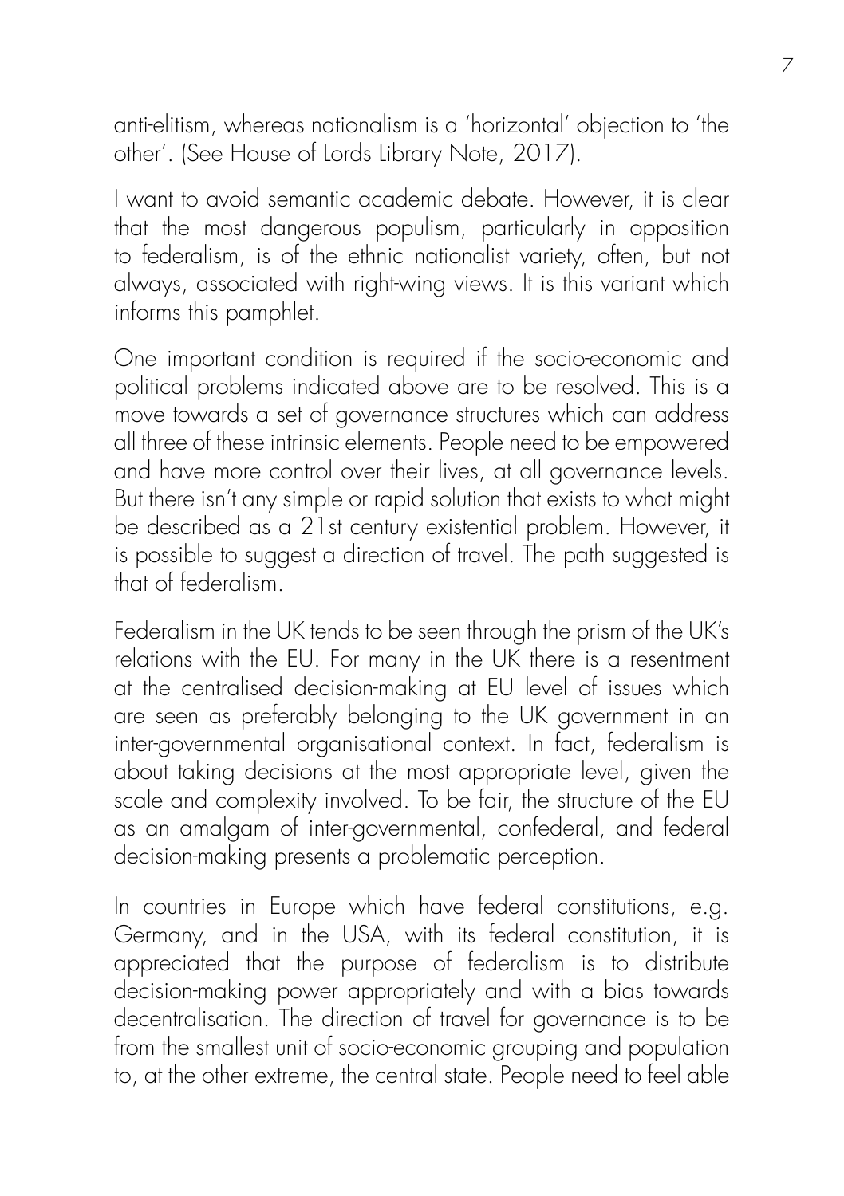anti-elitism, whereas nationalism is a 'horizontal' objection to 'the other'. (See House of Lords Library Note, 2017).

I want to avoid semantic academic debate. However, it is clear that the most dangerous populism, particularly in opposition to federalism, is of the ethnic nationalist variety, often, but not always, associated with right-wing views. It is this variant which informs this pamphlet.

One important condition is required if the socio-economic and political problems indicated above are to be resolved. This is a move towards a set of governance structures which can address all three of these intrinsic elements. People need to be empowered and have more control over their lives, at all governance levels. But there isn't any simple or rapid solution that exists to what might be described as a 21st century existential problem. However, it is possible to suggest a direction of travel. The path suggested is that of federalism.

Federalism in the UK tends to be seen through the prism of the UK's relations with the EU. For many in the UK there is a resentment at the centralised decision-making at EU level of issues which are seen as preferably belonging to the UK government in an inter-governmental organisational context. In fact, federalism is about taking decisions at the most appropriate level, given the scale and complexity involved. To be fair, the structure of the EU as an amalgam of inter-governmental, confederal, and federal decision-making presents a problematic perception.

In countries in Europe which have federal constitutions, e.g. Germany, and in the USA, with its federal constitution, it is appreciated that the purpose of federalism is to distribute decision-making power appropriately and with a bias towards decentralisation. The direction of travel for governance is to be from the smallest unit of socio-economic grouping and population to, at the other extreme, the central state. People need to feel able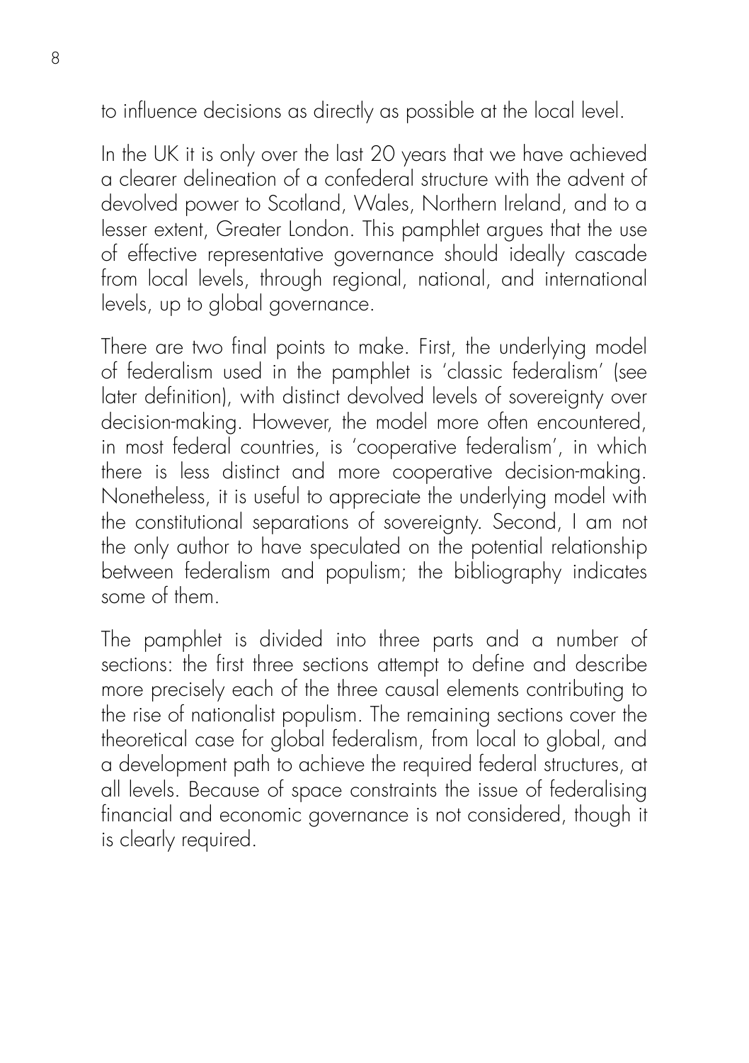to influence decisions as directly as possible at the local level.

In the UK it is only over the last 20 years that we have achieved a clearer delineation of a confederal structure with the advent of devolved power to Scotland, Wales, Northern Ireland, and to a lesser extent, Greater London. This pamphlet argues that the use of effective representative governance should ideally cascade from local levels, through regional, national, and international levels, up to global governance.

There are two final points to make. First, the underlying model of federalism used in the pamphlet is 'classic federalism' (see later definition), with distinct devolved levels of sovereignty over decision-making. However, the model more often encountered, in most federal countries, is 'cooperative federalism', in which there is less distinct and more cooperative decision-making. Nonetheless, it is useful to appreciate the underlying model with the constitutional separations of sovereignty. Second, I am not the only author to have speculated on the potential relationship between federalism and populism; the bibliography indicates some of them.

The pamphlet is divided into three parts and a number of sections: the first three sections attempt to define and describe more precisely each of the three causal elements contributing to the rise of nationalist populism. The remaining sections cover the theoretical case for global federalism, from local to global, and a development path to achieve the required federal structures, at all levels. Because of space constraints the issue of federalising financial and economic governance is not considered, though it is clearly required.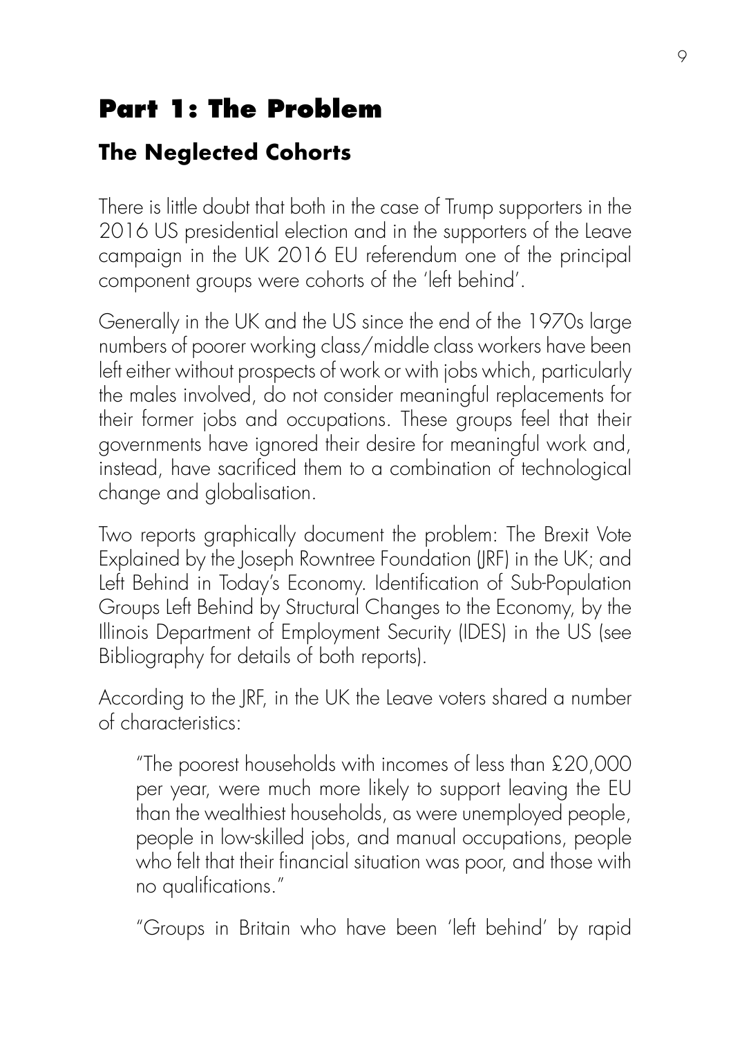# Part 1: The Problem

## The Neglected Cohorts

There is little doubt that both in the case of Trump supporters in the 2016 US presidential election and in the supporters of the Leave campaign in the UK 2016 EU referendum one of the principal component groups were cohorts of the 'left behind'.

Generally in the UK and the US since the end of the 1970s large numbers of poorer working class/middle class workers have been left either without prospects of work or with jobs which, particularly the males involved, do not consider meaningful replacements for their former jobs and occupations. These groups feel that their governments have ignored their desire for meaningful work and, instead, have sacrificed them to a combination of technological change and globalisation.

Two reports graphically document the problem: The Brexit Vote Explained by the Joseph Rowntree Foundation (JRF) in the UK; and Left Behind in Today's Economy. Identification of Sub-Population Groups Left Behind by Structural Changes to the Economy, by the Illinois Department of Employment Security (IDES) in the US (see Bibliography for details of both reports).

According to the JRF, in the UK the Leave voters shared a number of characteristics:

> "The poorest households with incomes of less than £20,000 per year, were much more likely to support leaving the EU than the wealthiest households, as were unemployed people, people in low-skilled jobs, and manual occupations, people who felt that their financial situation was poor, and those with no qualifications."
>
> "Groups in Britain who have been 'left behind' by rapid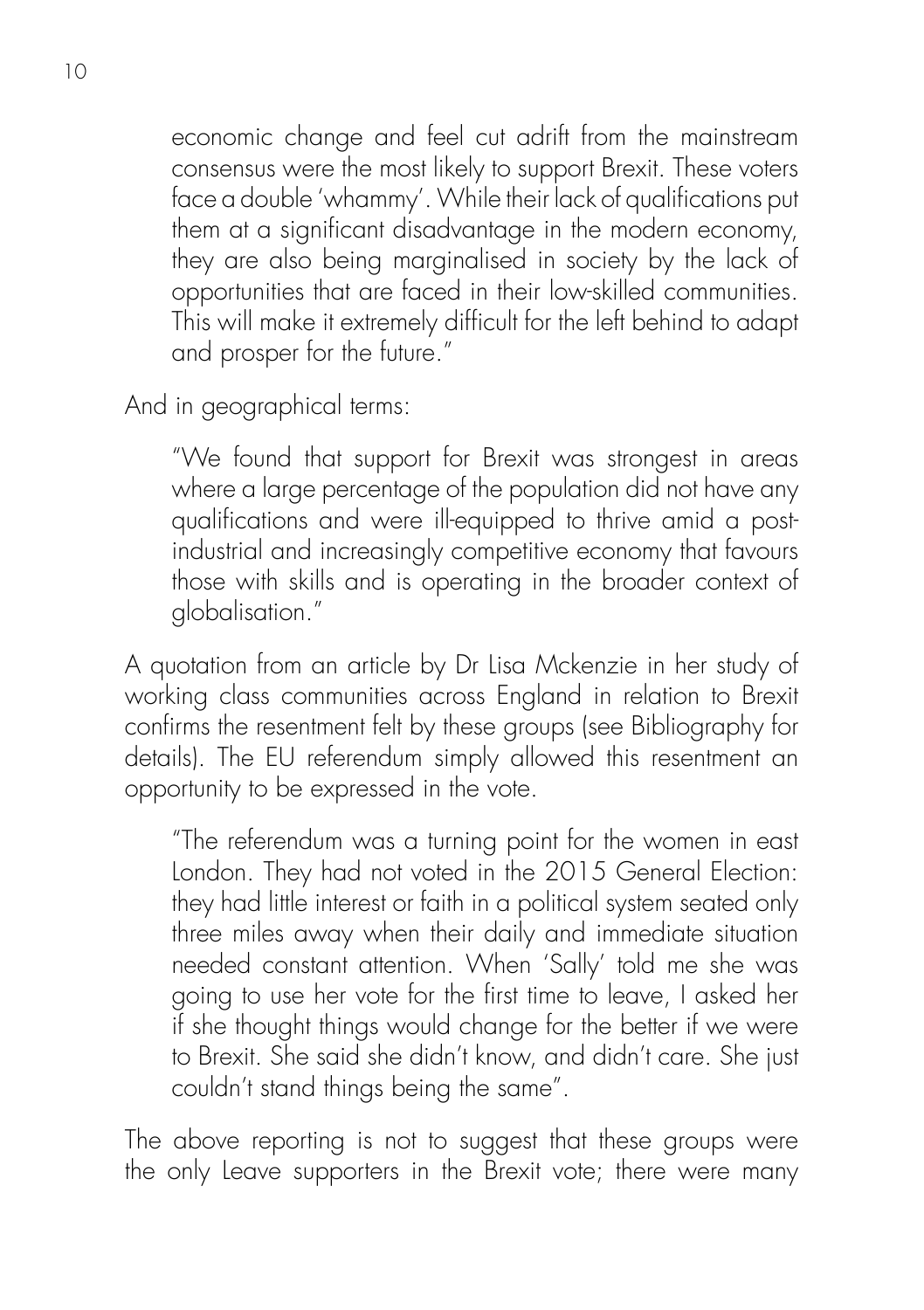> economic change and feel cut adrift from the mainstream consensus were the most likely to support Brexit. These voters face a double 'whammy'. While their lack of qualifications put them at a significant disadvantage in the modern economy, they are also being marginalised in society by the lack of opportunities that are faced in their low-skilled communities. This will make it extremely difficult for the left behind to adapt and prosper for the future."

And in geographical terms:

> "We found that support for Brexit was strongest in areas where a large percentage of the population did not have any qualifications and were ill-equipped to thrive amid a post-industrial and increasingly competitive economy that favours those with skills and is operating in the broader context of globalisation."

A quotation from an article by Dr Lisa Mckenzie in her study of working class communities across England in relation to Brexit confirms the resentment felt by these groups (see Bibliography for details). The EU referendum simply allowed this resentment an opportunity to be expressed in the vote.

> "The referendum was a turning point for the women in east London. They had not voted in the 2015 General Election: they had little interest or faith in a political system seated only three miles away when their daily and immediate situation needed constant attention. When 'Sally' told me she was going to use her vote for the first time to leave, I asked her if she thought things would change for the better if we were to Brexit. She said she didn't know, and didn't care. She just couldn't stand things being the same".

The above reporting is not to suggest that these groups were the only Leave supporters in the Brexit vote; there were many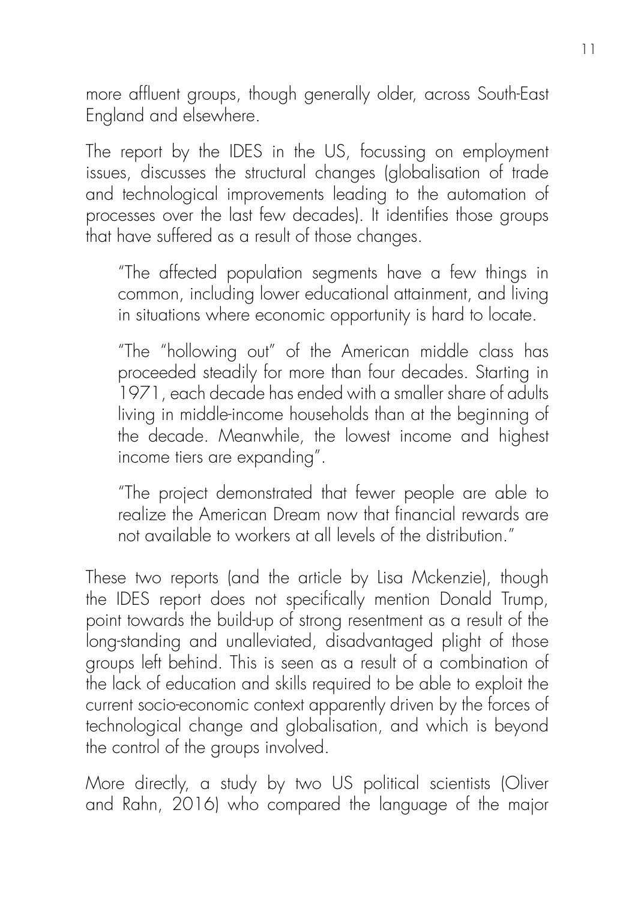more affluent groups, though generally older, across South-East England and elsewhere.

The report by the IDES in the US, focussing on employment issues, discusses the structural changes (globalisation of trade and technological improvements leading to the automation of processes over the last few decades). It identifies those groups that have suffered as a result of those changes.

> "The affected population segments have a few things in common, including lower educational attainment, and living in situations where economic opportunity is hard to locate.
>
> "The "hollowing out" of the American middle class has proceeded steadily for more than four decades. Starting in 1971, each decade has ended with a smaller share of adults living in middle-income households than at the beginning of the decade. Meanwhile, the lowest income and highest income tiers are expanding".
>
> "The project demonstrated that fewer people are able to realize the American Dream now that financial rewards are not available to workers at all levels of the distribution."

These two reports (and the article by Lisa Mckenzie), though the IDES report does not specifically mention Donald Trump, point towards the build-up of strong resentment as a result of the long-standing and unalleviated, disadvantaged plight of those groups left behind. This is seen as a result of a combination of the lack of education and skills required to be able to exploit the current socio-economic context apparently driven by the forces of technological change and globalisation, and which is beyond the control of the groups involved.

More directly, a study by two US political scientists (Oliver and Rahn, 2016) who compared the language of the major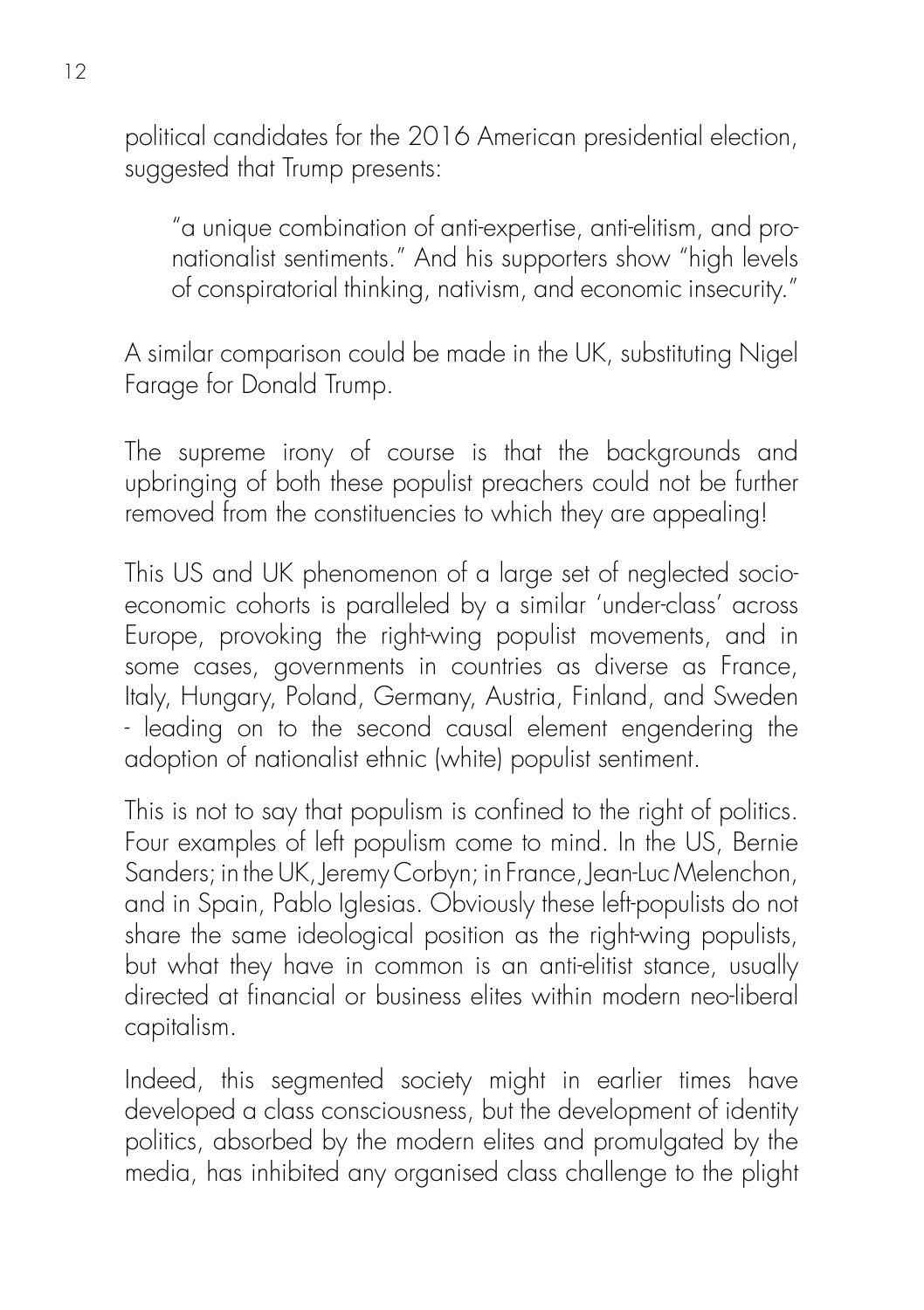political candidates for the 2016 American presidential election, suggested that Trump presents:

> "a unique combination of anti-expertise, anti-elitism, and pro-nationalist sentiments." And his supporters show "high levels of conspiratorial thinking, nativism, and economic insecurity."

A similar comparison could be made in the UK, substituting Nigel Farage for Donald Trump.

The supreme irony of course is that the backgrounds and upbringing of both these populist preachers could not be further removed from the constituencies to which they are appealing!

This US and UK phenomenon of a large set of neglected socio-economic cohorts is paralleled by a similar 'under-class' across Europe, provoking the right-wing populist movements, and in some cases, governments in countries as diverse as France, Italy, Hungary, Poland, Germany, Austria, Finland, and Sweden - leading on to the second causal element engendering the adoption of nationalist ethnic (white) populist sentiment.

This is not to say that populism is confined to the right of politics. Four examples of left populism come to mind. In the US, Bernie Sanders; in the UK, Jeremy Corbyn; in France, Jean-Luc Melenchon, and in Spain, Pablo Iglesias. Obviously these left-populists do not share the same ideological position as the right-wing populists, but what they have in common is an anti-elitist stance, usually directed at financial or business elites within modern neo-liberal capitalism.

Indeed, this segmented society might in earlier times have developed a class consciousness, but the development of identity politics, absorbed by the modern elites and promulgated by the media, has inhibited any organised class challenge to the plight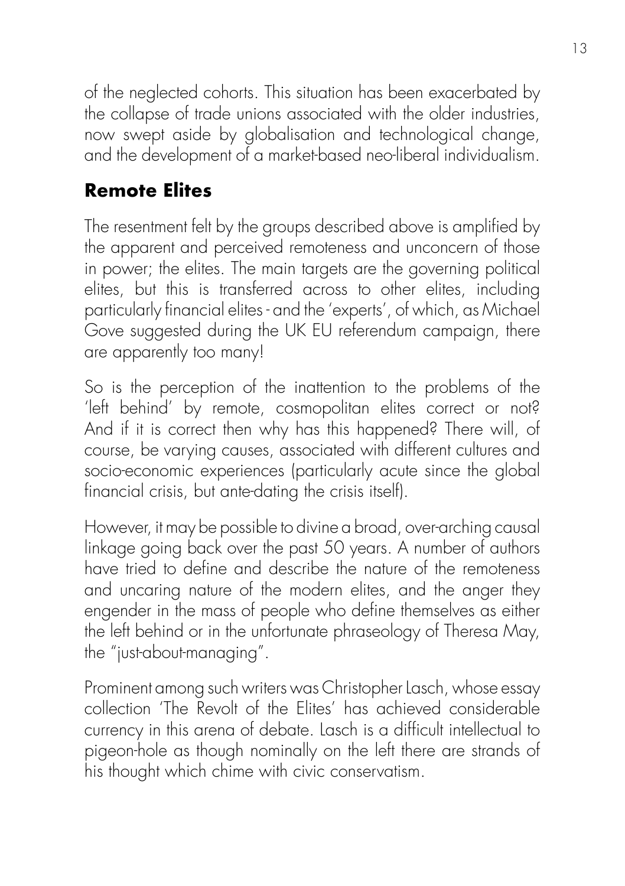of the neglected cohorts. This situation has been exacerbated by the collapse of trade unions associated with the older industries, now swept aside by globalisation and technological change, and the development of a market-based neo-liberal individualism.

## Remote Elites

The resentment felt by the groups described above is amplified by the apparent and perceived remoteness and unconcern of those in power; the elites. The main targets are the governing political elites, but this is transferred across to other elites, including particularly financial elites - and the 'experts', of which, as Michael Gove suggested during the UK EU referendum campaign, there are apparently too many!

So is the perception of the inattention to the problems of the 'left behind' by remote, cosmopolitan elites correct or not? And if it is correct then why has this happened? There will, of course, be varying causes, associated with different cultures and socio-economic experiences (particularly acute since the global financial crisis, but ante-dating the crisis itself).

However, it may be possible to divine a broad, over-arching causal linkage going back over the past 50 years. A number of authors have tried to define and describe the nature of the remoteness and uncaring nature of the modern elites, and the anger they engender in the mass of people who define themselves as either the left behind or in the unfortunate phraseology of Theresa May, the "just-about-managing".

Prominent among such writers was Christopher Lasch, whose essay collection 'The Revolt of the Elites' has achieved considerable currency in this arena of debate. Lasch is a difficult intellectual to pigeon-hole as though nominally on the left there are strands of his thought which chime with civic conservatism.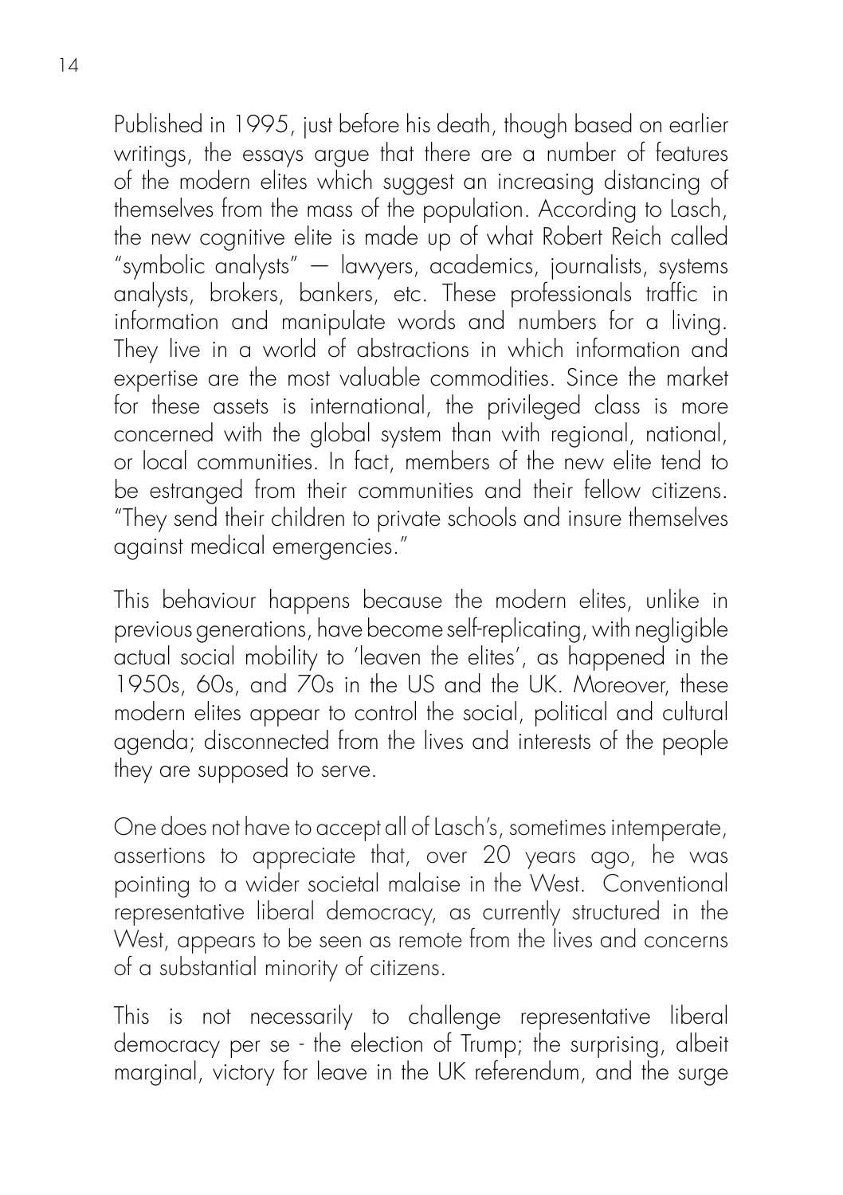Published in 1995, just before his death, though based on earlier writings, the essays argue that there are a number of features of the modern elites which suggest an increasing distancing of themselves from the mass of the population. According to Lasch, the new cognitive elite is made up of what Robert Reich called "symbolic analysts" — lawyers, academics, journalists, systems analysts, brokers, bankers, etc. These professionals traffic in information and manipulate words and numbers for a living. They live in a world of abstractions in which information and expertise are the most valuable commodities. Since the market for these assets is international, the privileged class is more concerned with the global system than with regional, national, or local communities. In fact, members of the new elite tend to be estranged from their communities and their fellow citizens. "They send their children to private schools and insure themselves against medical emergencies."

This behaviour happens because the modern elites, unlike in previous generations, have become self-replicating, with negligible actual social mobility to 'leaven the elites', as happened in the 1950s, 60s, and 70s in the US and the UK. Moreover, these modern elites appear to control the social, political and cultural agenda; disconnected from the lives and interests of the people they are supposed to serve.

One does not have to accept all of Lasch's, sometimes intemperate, assertions to appreciate that, over 20 years ago, he was pointing to a wider societal malaise in the West. Conventional representative liberal democracy, as currently structured in the West, appears to be seen as remote from the lives and concerns of a substantial minority of citizens.

This is not necessarily to challenge representative liberal democracy per se - the election of Trump; the surprising, albeit marginal, victory for leave in the UK referendum, and the surge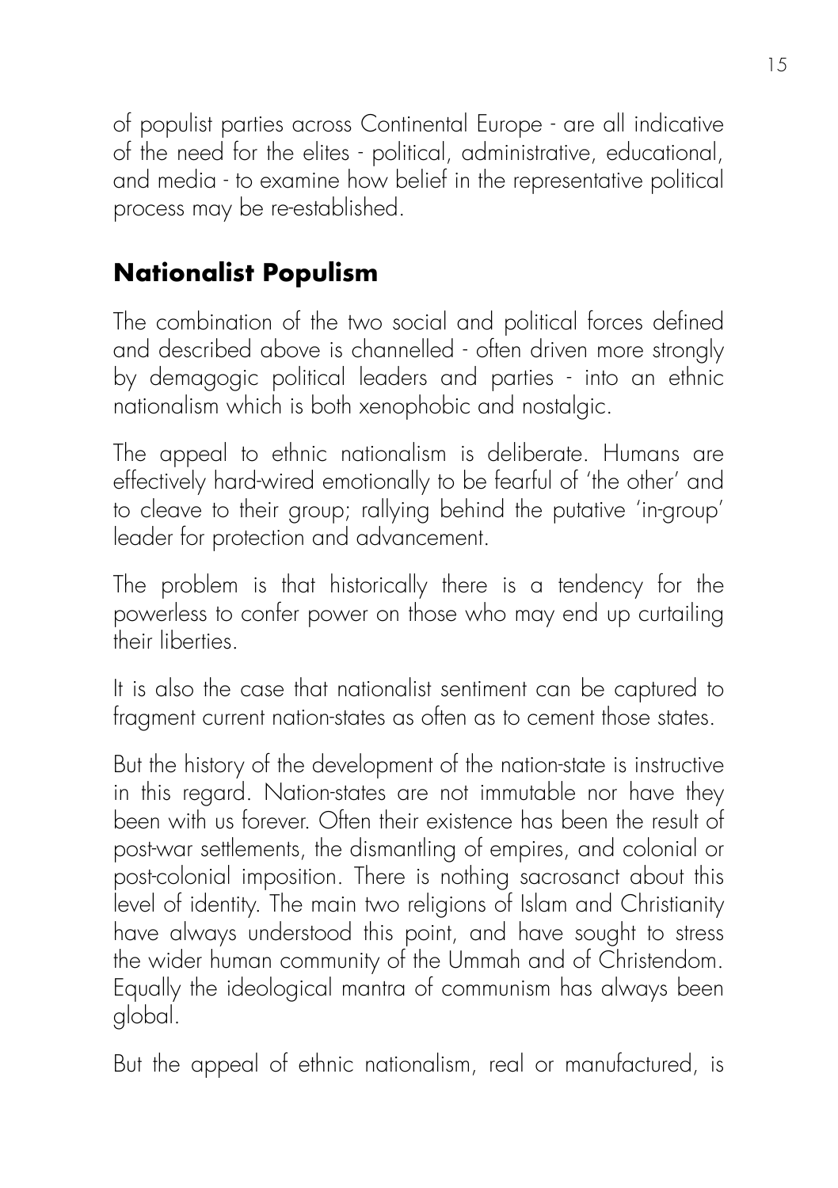of populist parties across Continental Europe - are all indicative of the need for the elites - political, administrative, educational, and media - to examine how belief in the representative political process may be re-established.

## Nationalist Populism

The combination of the two social and political forces defined and described above is channelled - often driven more strongly by demagogic political leaders and parties - into an ethnic nationalism which is both xenophobic and nostalgic.

The appeal to ethnic nationalism is deliberate. Humans are effectively hard-wired emotionally to be fearful of 'the other' and to cleave to their group; rallying behind the putative 'in-group' leader for protection and advancement.

The problem is that historically there is a tendency for the powerless to confer power on those who may end up curtailing their liberties.

It is also the case that nationalist sentiment can be captured to fragment current nation-states as often as to cement those states.

But the history of the development of the nation-state is instructive in this regard. Nation-states are not immutable nor have they been with us forever. Often their existence has been the result of post-war settlements, the dismantling of empires, and colonial or post-colonial imposition. There is nothing sacrosanct about this level of identity. The main two religions of Islam and Christianity have always understood this point, and have sought to stress the wider human community of the Ummah and of Christendom. Equally the ideological mantra of communism has always been global.

But the appeal of ethnic nationalism, real or manufactured, is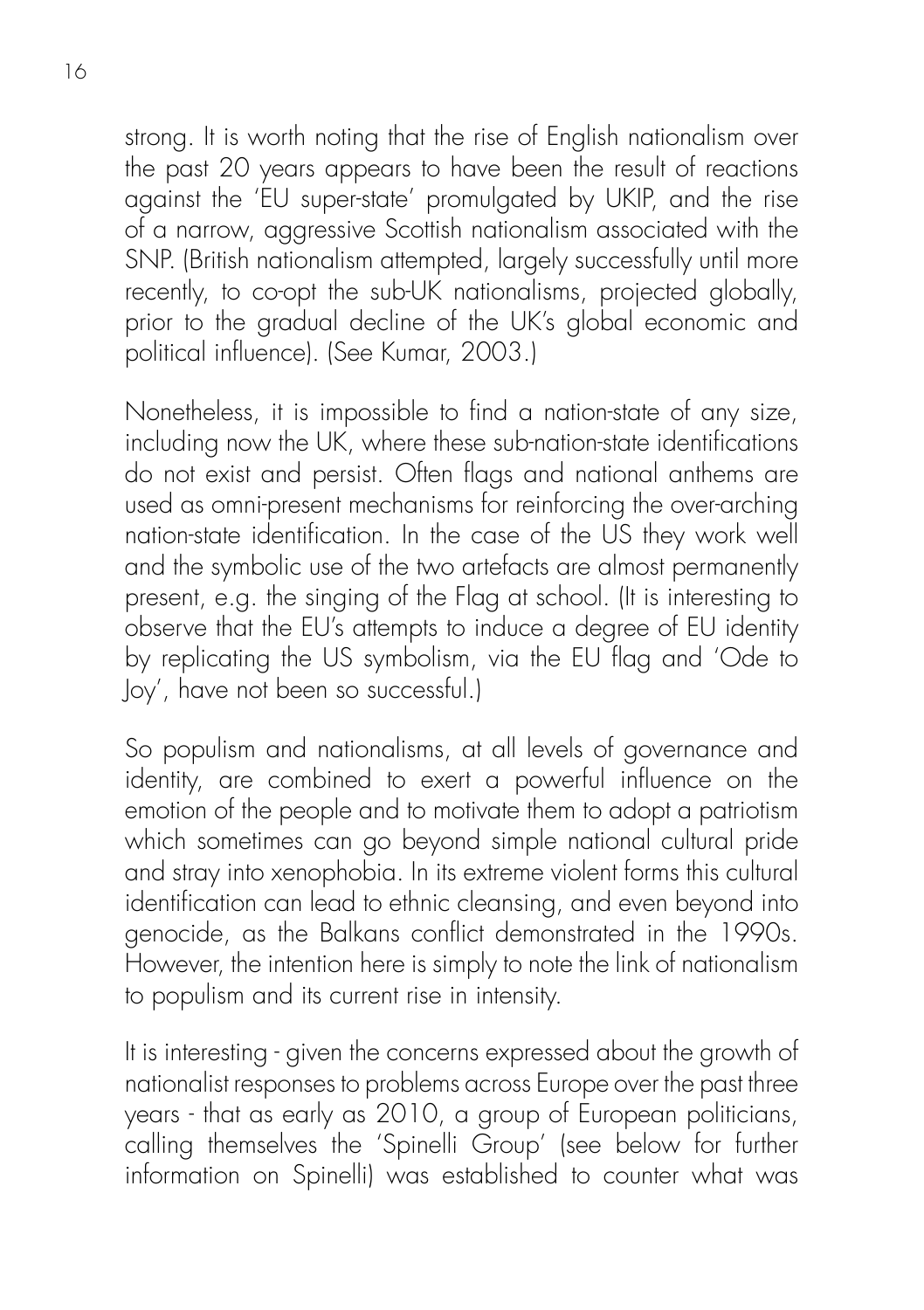strong. It is worth noting that the rise of English nationalism over the past 20 years appears to have been the result of reactions against the 'EU super-state' promulgated by UKIP, and the rise of a narrow, aggressive Scottish nationalism associated with the SNP. (British nationalism attempted, largely successfully until more recently, to co-opt the sub-UK nationalisms, projected globally, prior to the gradual decline of the UK's global economic and political influence). (See Kumar, 2003.)

Nonetheless, it is impossible to find a nation-state of any size, including now the UK, where these sub-nation-state identifications do not exist and persist. Often flags and national anthems are used as omni-present mechanisms for reinforcing the over-arching nation-state identification. In the case of the US they work well and the symbolic use of the two artefacts are almost permanently present, e.g. the singing of the Flag at school. (It is interesting to observe that the EU's attempts to induce a degree of EU identity by replicating the US symbolism, via the EU flag and 'Ode to Joy', have not been so successful.)

So populism and nationalisms, at all levels of governance and identity, are combined to exert a powerful influence on the emotion of the people and to motivate them to adopt a patriotism which sometimes can go beyond simple national cultural pride and stray into xenophobia. In its extreme violent forms this cultural identification can lead to ethnic cleansing, and even beyond into genocide, as the Balkans conflict demonstrated in the 1990s. However, the intention here is simply to note the link of nationalism to populism and its current rise in intensity.

It is interesting - given the concerns expressed about the growth of nationalist responses to problems across Europe over the past three years - that as early as 2010, a group of European politicians, calling themselves the 'Spinelli Group' (see below for further information on Spinelli) was established to counter what was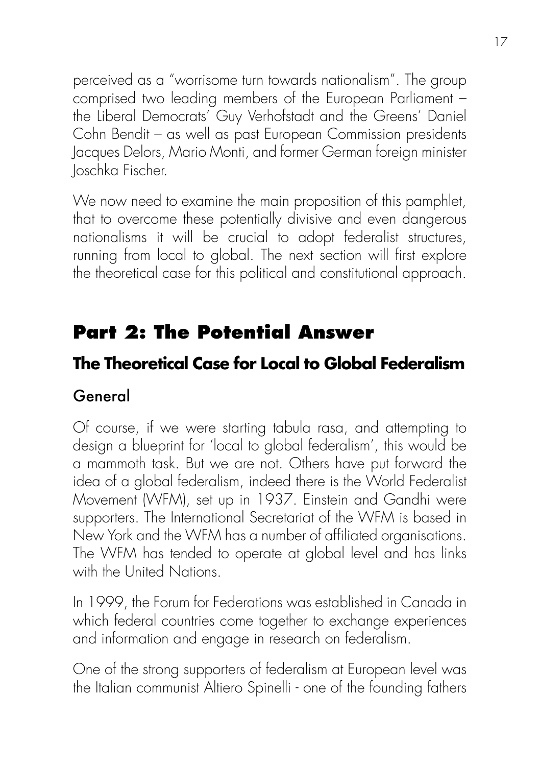perceived as a "worrisome turn towards nationalism". The group comprised two leading members of the European Parliament – the Liberal Democrats' Guy Verhofstadt and the Greens' Daniel Cohn Bendit – as well as past European Commission presidents Jacques Delors, Mario Monti, and former German foreign minister Joschka Fischer.

We now need to examine the main proposition of this pamphlet, that to overcome these potentially divisive and even dangerous nationalisms it will be crucial to adopt federalist structures, running from local to global. The next section will first explore the theoretical case for this political and constitutional approach.

# Part 2: The Potential Answer

## The Theoretical Case for Local to Global Federalism

### General

Of course, if we were starting tabula rasa, and attempting to design a blueprint for 'local to global federalism', this would be a mammoth task. But we are not. Others have put forward the idea of a global federalism, indeed there is the World Federalist Movement (WFM), set up in 1937. Einstein and Gandhi were supporters. The International Secretariat of the WFM is based in New York and the WFM has a number of affiliated organisations. The WFM has tended to operate at global level and has links with the United Nations.

In 1999, the Forum for Federations was established in Canada in which federal countries come together to exchange experiences and information and engage in research on federalism.

One of the strong supporters of federalism at European level was the Italian communist Altiero Spinelli - one of the founding fathers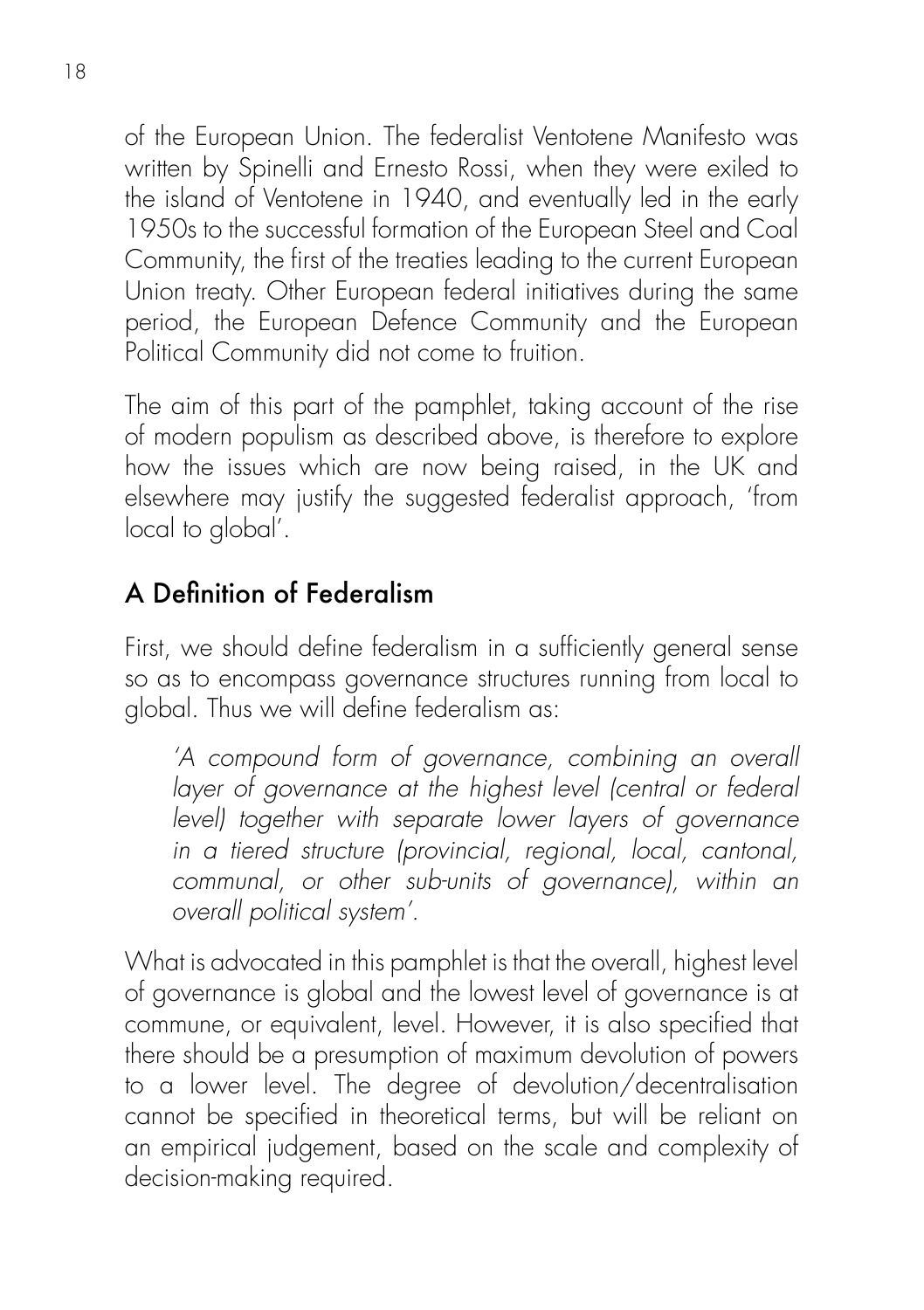of the European Union. The federalist Ventotene Manifesto was written by Spinelli and Ernesto Rossi, when they were exiled to the island of Ventotene in 1940, and eventually led in the early 1950s to the successful formation of the European Steel and Coal Community, the first of the treaties leading to the current European Union treaty. Other European federal initiatives during the same period, the European Defence Community and the European Political Community did not come to fruition.

The aim of this part of the pamphlet, taking account of the rise of modern populism as described above, is therefore to explore how the issues which are now being raised, in the UK and elsewhere may justify the suggested federalist approach, 'from local to global'.

## A Definition of Federalism

First, we should define federalism in a sufficiently general sense so as to encompass governance structures running from local to global. Thus we will define federalism as:

> *'A compound form of governance, combining an overall layer of governance at the highest level (central or federal level) together with separate lower layers of governance in a tiered structure (provincial, regional, local, cantonal, communal, or other sub-units of governance), within an overall political system'.*

What is advocated in this pamphlet is that the overall, highest level of governance is global and the lowest level of governance is at commune, or equivalent, level. However, it is also specified that there should be a presumption of maximum devolution of powers to a lower level. The degree of devolution/decentralisation cannot be specified in theoretical terms, but will be reliant on an empirical judgement, based on the scale and complexity of decision-making required.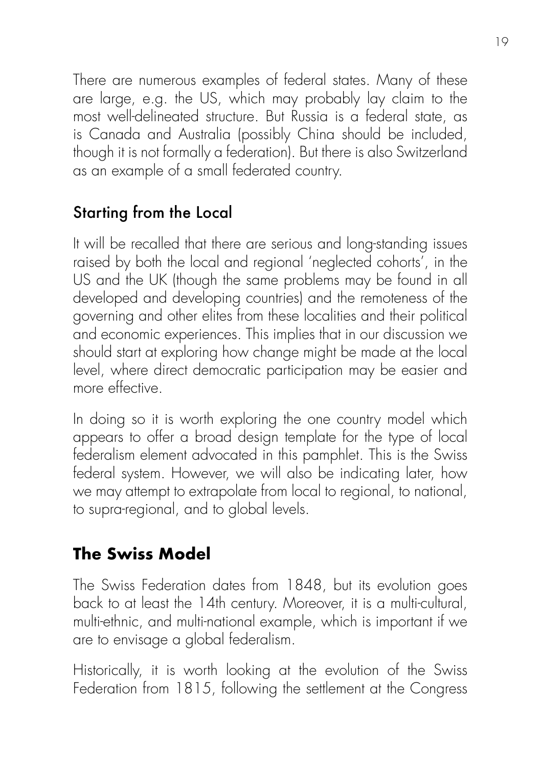There are numerous examples of federal states. Many of these are large, e.g. the US, which may probably lay claim to the most well-delineated structure. But Russia is a federal state, as is Canada and Australia (possibly China should be included, though it is not formally a federation). But there is also Switzerland as an example of a small federated country.

### Starting from the Local

It will be recalled that there are serious and long-standing issues raised by both the local and regional 'neglected cohorts', in the US and the UK (though the same problems may be found in all developed and developing countries) and the remoteness of the governing and other elites from these localities and their political and economic experiences. This implies that in our discussion we should start at exploring how change might be made at the local level, where direct democratic participation may be easier and more effective.

In doing so it is worth exploring the one country model which appears to offer a broad design template for the type of local federalism element advocated in this pamphlet. This is the Swiss federal system. However, we will also be indicating later, how we may attempt to extrapolate from local to regional, to national, to supra-regional, and to global levels.

## The Swiss Model

The Swiss Federation dates from 1848, but its evolution goes back to at least the 14th century. Moreover, it is a multi-cultural, multi-ethnic, and multi-national example, which is important if we are to envisage a global federalism.

Historically, it is worth looking at the evolution of the Swiss Federation from 1815, following the settlement at the Congress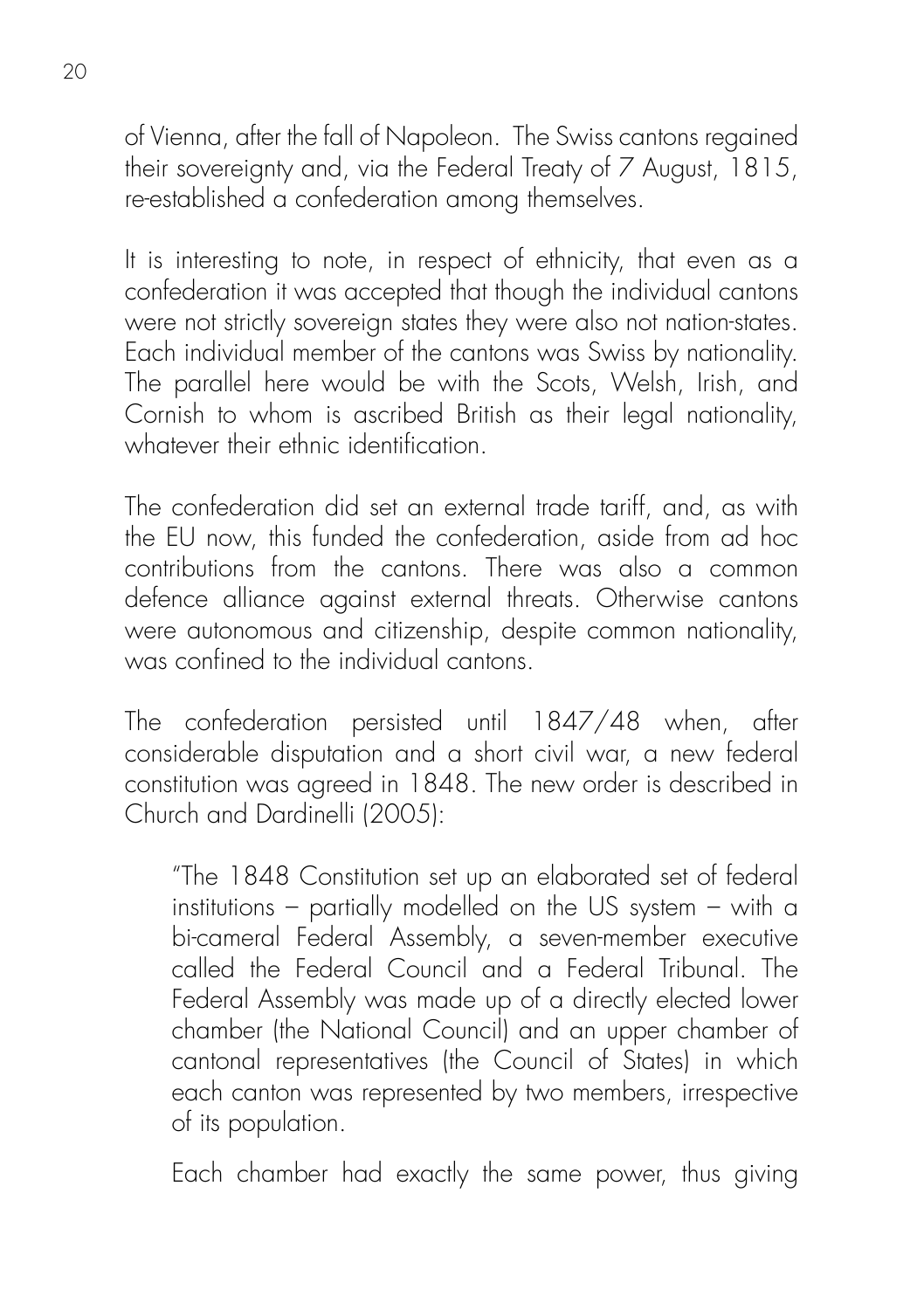of Vienna, after the fall of Napoleon. The Swiss cantons regained their sovereignty and, via the Federal Treaty of 7 August, 1815, re-established a confederation among themselves.

It is interesting to note, in respect of ethnicity, that even as a confederation it was accepted that though the individual cantons were not strictly sovereign states they were also not nation-states. Each individual member of the cantons was Swiss by nationality. The parallel here would be with the Scots, Welsh, Irish, and Cornish to whom is ascribed British as their legal nationality, whatever their ethnic identification.

The confederation did set an external trade tariff, and, as with the EU now, this funded the confederation, aside from ad hoc contributions from the cantons. There was also a common defence alliance against external threats. Otherwise cantons were autonomous and citizenship, despite common nationality, was confined to the individual cantons.

The confederation persisted until 1847/48 when, after considerable disputation and a short civil war, a new federal constitution was agreed in 1848. The new order is described in Church and Dardinelli (2005):

> "The 1848 Constitution set up an elaborated set of federal institutions – partially modelled on the US system – with a bi-cameral Federal Assembly, a seven-member executive called the Federal Council and a Federal Tribunal. The Federal Assembly was made up of a directly elected lower chamber (the National Council) and an upper chamber of cantonal representatives (the Council of States) in which each canton was represented by two members, irrespective of its population.
>
> Each chamber had exactly the same power, thus giving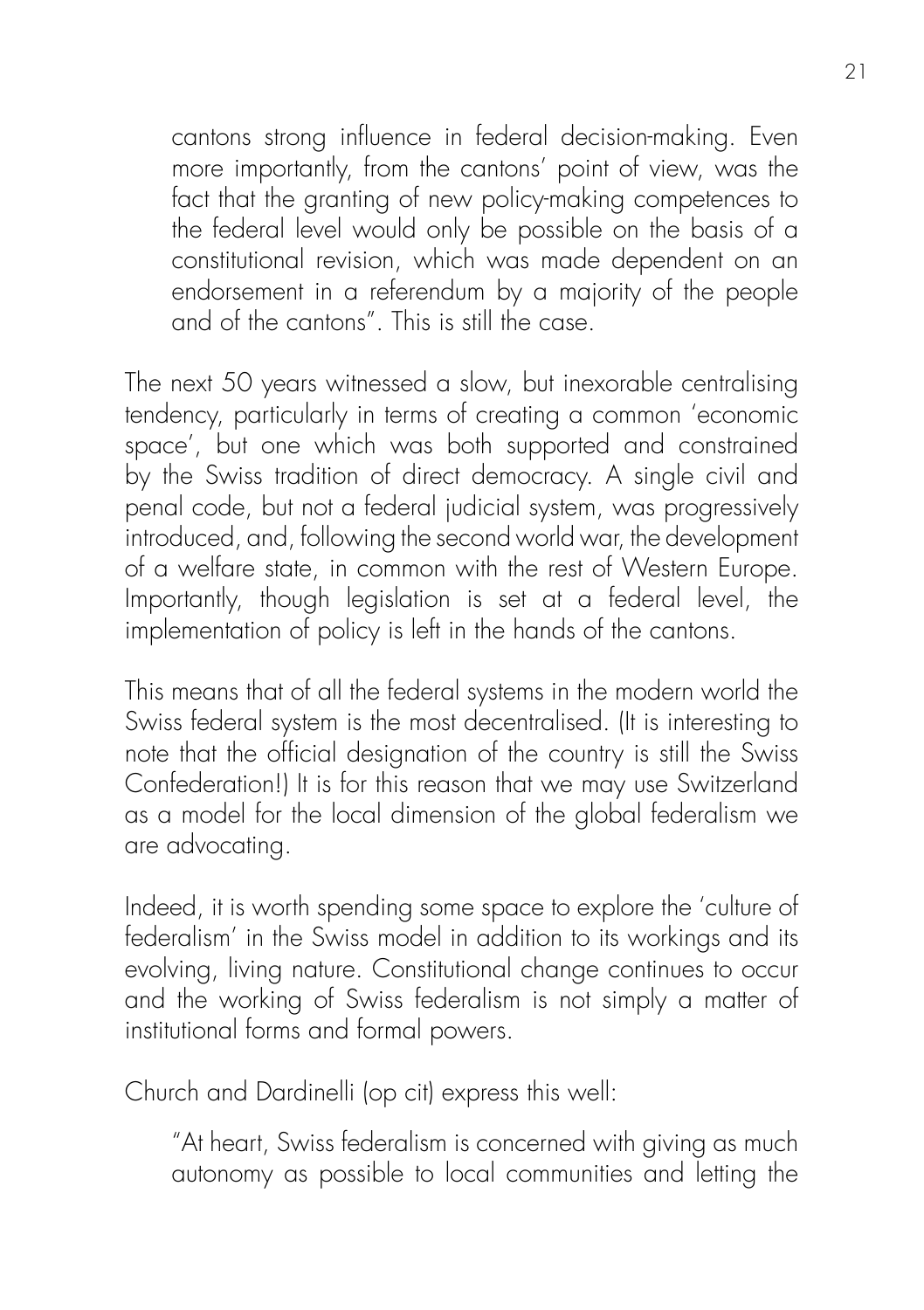cantons strong influence in federal decision-making. Even more importantly, from the cantons' point of view, was the fact that the granting of new policy-making competences to the federal level would only be possible on the basis of a constitutional revision, which was made dependent on an endorsement in a referendum by a majority of the people and of the cantons". This is still the case.

The next 50 years witnessed a slow, but inexorable centralising tendency, particularly in terms of creating a common 'economic space', but one which was both supported and constrained by the Swiss tradition of direct democracy. A single civil and penal code, but not a federal judicial system, was progressively introduced, and, following the second world war, the development of a welfare state, in common with the rest of Western Europe. Importantly, though legislation is set at a federal level, the implementation of policy is left in the hands of the cantons.

This means that of all the federal systems in the modern world the Swiss federal system is the most decentralised. (It is interesting to note that the official designation of the country is still the Swiss Confederation!) It is for this reason that we may use Switzerland as a model for the local dimension of the global federalism we are advocating.

Indeed, it is worth spending some space to explore the 'culture of federalism' in the Swiss model in addition to its workings and its evolving, living nature. Constitutional change continues to occur and the working of Swiss federalism is not simply a matter of institutional forms and formal powers.

Church and Dardinelli (op cit) express this well:

> "At heart, Swiss federalism is concerned with giving as much autonomy as possible to local communities and letting the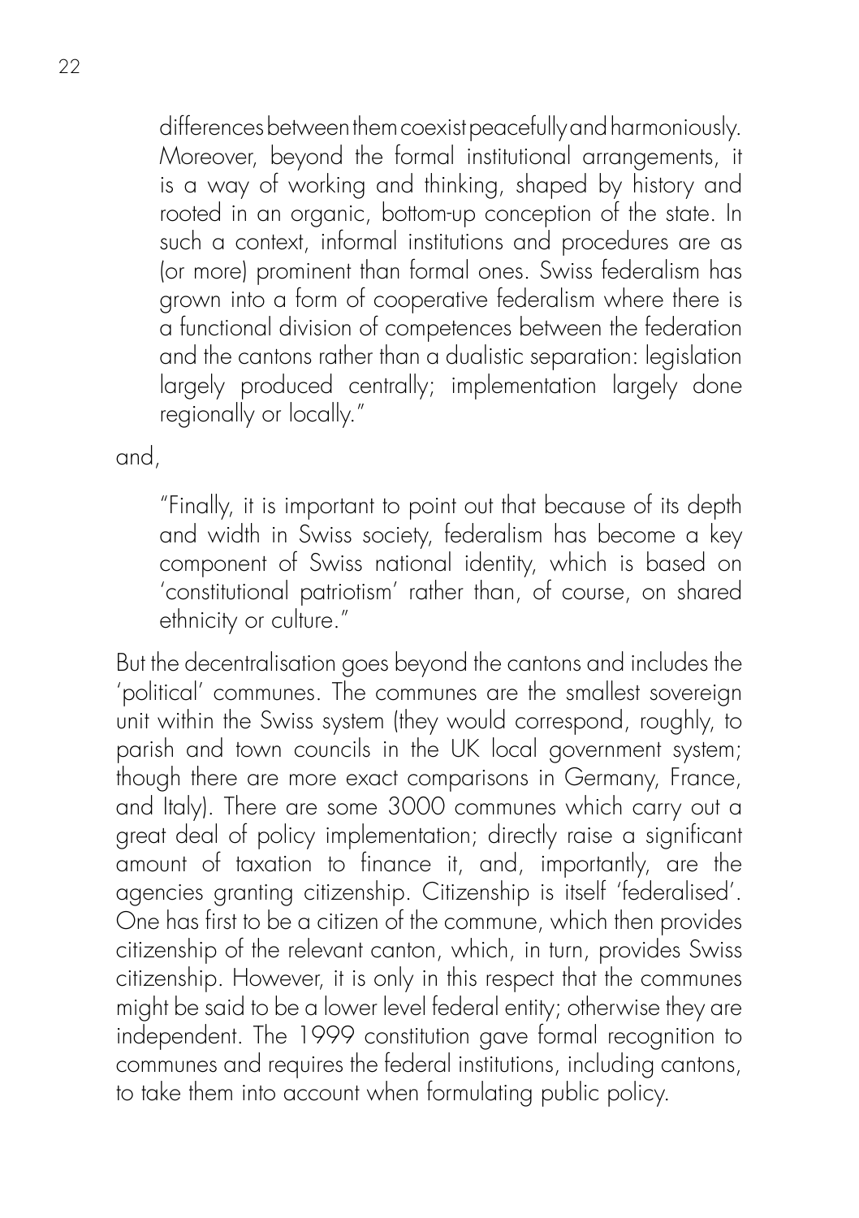> differences between them coexist peacefully and harmoniously. Moreover, beyond the formal institutional arrangements, it is a way of working and thinking, shaped by history and rooted in an organic, bottom-up conception of the state. In such a context, informal institutions and procedures are as (or more) prominent than formal ones. Swiss federalism has grown into a form of cooperative federalism where there is a functional division of competences between the federation and the cantons rather than a dualistic separation: legislation largely produced centrally; implementation largely done regionally or locally."

and,

> "Finally, it is important to point out that because of its depth and width in Swiss society, federalism has become a key component of Swiss national identity, which is based on 'constitutional patriotism' rather than, of course, on shared ethnicity or culture."

But the decentralisation goes beyond the cantons and includes the 'political' communes. The communes are the smallest sovereign unit within the Swiss system (they would correspond, roughly, to parish and town councils in the UK local government system; though there are more exact comparisons in Germany, France, and Italy). There are some 3000 communes which carry out a great deal of policy implementation; directly raise a significant amount of taxation to finance it, and, importantly, are the agencies granting citizenship. Citizenship is itself 'federalised'. One has first to be a citizen of the commune, which then provides citizenship of the relevant canton, which, in turn, provides Swiss citizenship. However, it is only in this respect that the communes might be said to be a lower level federal entity; otherwise they are independent. The 1999 constitution gave formal recognition to communes and requires the federal institutions, including cantons, to take them into account when formulating public policy.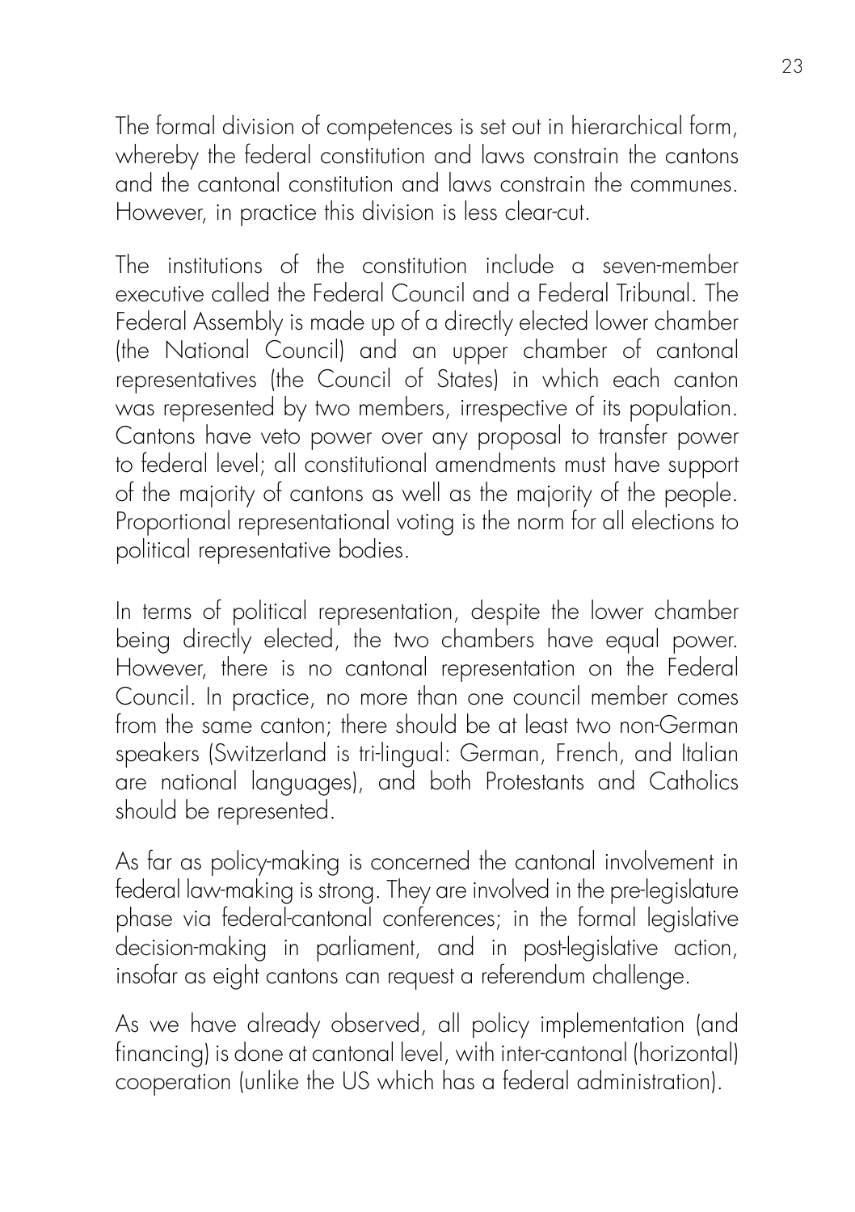The formal division of competences is set out in hierarchical form, whereby the federal constitution and laws constrain the cantons and the cantonal constitution and laws constrain the communes. However, in practice this division is less clear-cut.

The institutions of the constitution include a seven-member executive called the Federal Council and a Federal Tribunal. The Federal Assembly is made up of a directly elected lower chamber (the National Council) and an upper chamber of cantonal representatives (the Council of States) in which each canton was represented by two members, irrespective of its population. Cantons have veto power over any proposal to transfer power to federal level; all constitutional amendments must have support of the majority of cantons as well as the majority of the people. Proportional representational voting is the norm for all elections to political representative bodies.

In terms of political representation, despite the lower chamber being directly elected, the two chambers have equal power. However, there is no cantonal representation on the Federal Council. In practice, no more than one council member comes from the same canton; there should be at least two non-German speakers (Switzerland is tri-lingual: German, French, and Italian are national languages), and both Protestants and Catholics should be represented.

As far as policy-making is concerned the cantonal involvement in federal law-making is strong. They are involved in the pre-legislature phase via federal-cantonal conferences; in the formal legislative decision-making in parliament, and in post-legislative action, insofar as eight cantons can request a referendum challenge.

As we have already observed, all policy implementation (and financing) is done at cantonal level, with inter-cantonal (horizontal) cooperation (unlike the US which has a federal administration).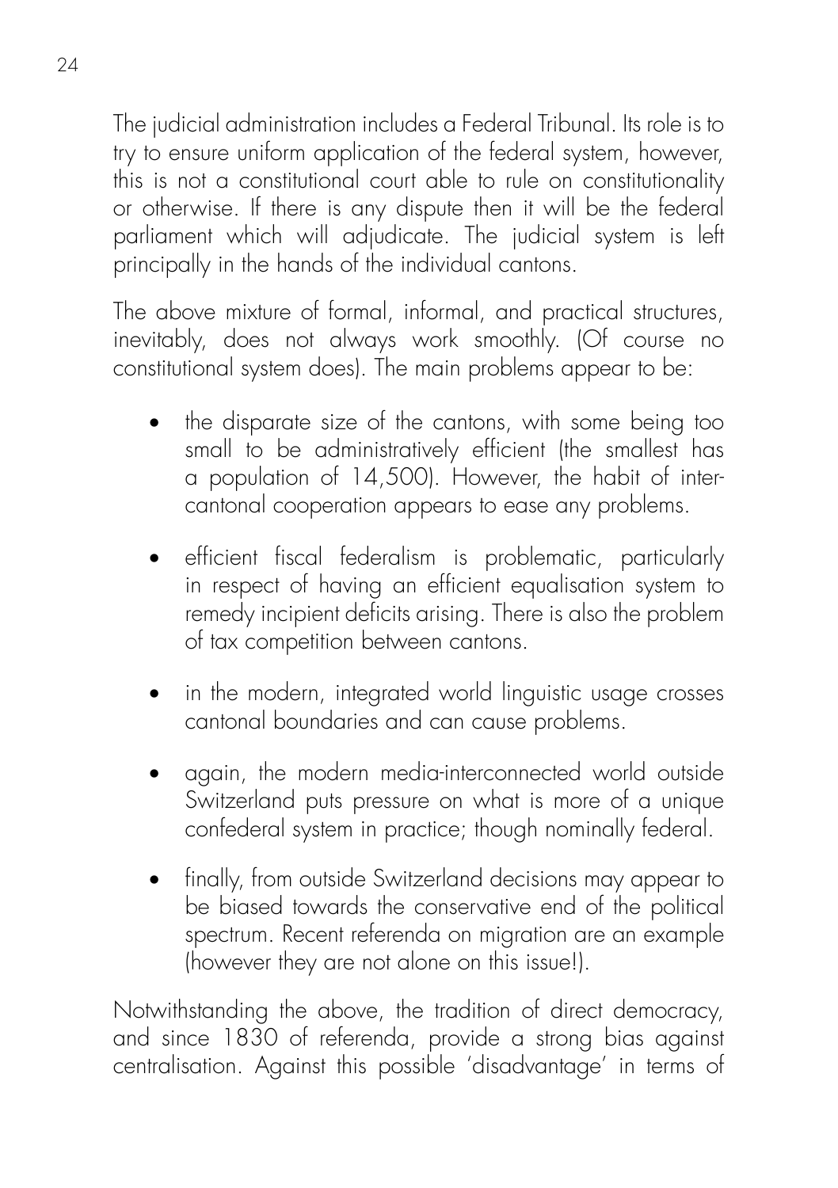The judicial administration includes a Federal Tribunal. Its role is to try to ensure uniform application of the federal system, however, this is not a constitutional court able to rule on constitutionality or otherwise. If there is any dispute then it will be the federal parliament which will adjudicate. The judicial system is left principally in the hands of the individual cantons.

The above mixture of formal, informal, and practical structures, inevitably, does not always work smoothly. (Of course no constitutional system does). The main problems appear to be:

- the disparate size of the cantons, with some being too small to be administratively efficient (the smallest has a population of 14,500). However, the habit of inter-cantonal cooperation appears to ease any problems.
- efficient fiscal federalism is problematic, particularly in respect of having an efficient equalisation system to remedy incipient deficits arising. There is also the problem of tax competition between cantons.
- in the modern, integrated world linguistic usage crosses cantonal boundaries and can cause problems.
- again, the modern media-interconnected world outside Switzerland puts pressure on what is more of a unique confederal system in practice; though nominally federal.
- finally, from outside Switzerland decisions may appear to be biased towards the conservative end of the political spectrum. Recent referenda on migration are an example (however they are not alone on this issue!).

Notwithstanding the above, the tradition of direct democracy, and since 1830 of referenda, provide a strong bias against centralisation. Against this possible 'disadvantage' in terms of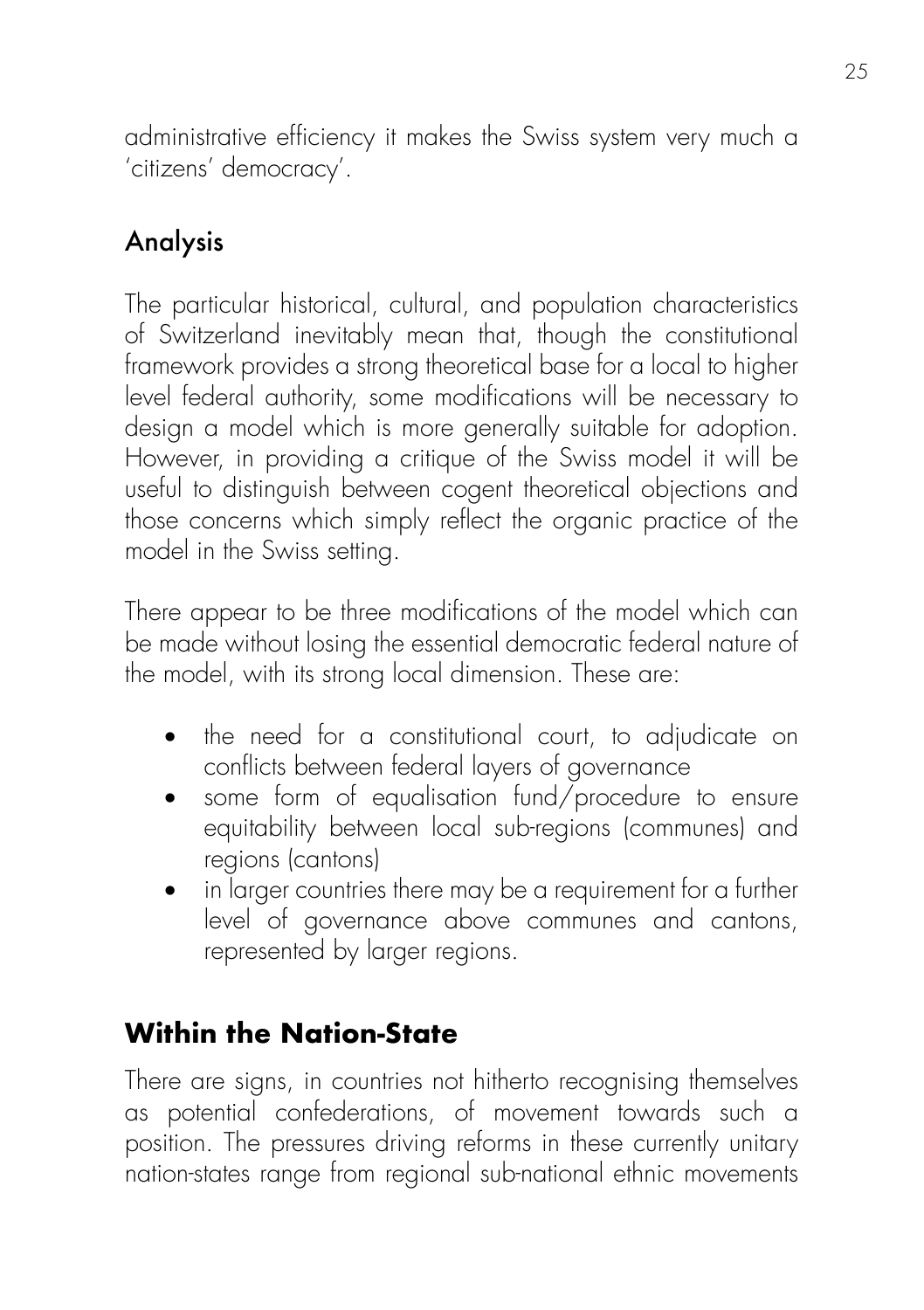administrative efficiency it makes the Swiss system very much a 'citizens' democracy'.

### Analysis

The particular historical, cultural, and population characteristics of Switzerland inevitably mean that, though the constitutional framework provides a strong theoretical base for a local to higher level federal authority, some modifications will be necessary to design a model which is more generally suitable for adoption. However, in providing a critique of the Swiss model it will be useful to distinguish between cogent theoretical objections and those concerns which simply reflect the organic practice of the model in the Swiss setting.

There appear to be three modifications of the model which can be made without losing the essential democratic federal nature of the model, with its strong local dimension. These are:

- the need for a constitutional court, to adjudicate on conflicts between federal layers of governance
- some form of equalisation fund/procedure to ensure equitability between local sub-regions (communes) and regions (cantons)
- in larger countries there may be a requirement for a further level of governance above communes and cantons, represented by larger regions.

## Within the Nation-State

There are signs, in countries not hitherto recognising themselves as potential confederations, of movement towards such a position. The pressures driving reforms in these currently unitary nation-states range from regional sub-national ethnic movements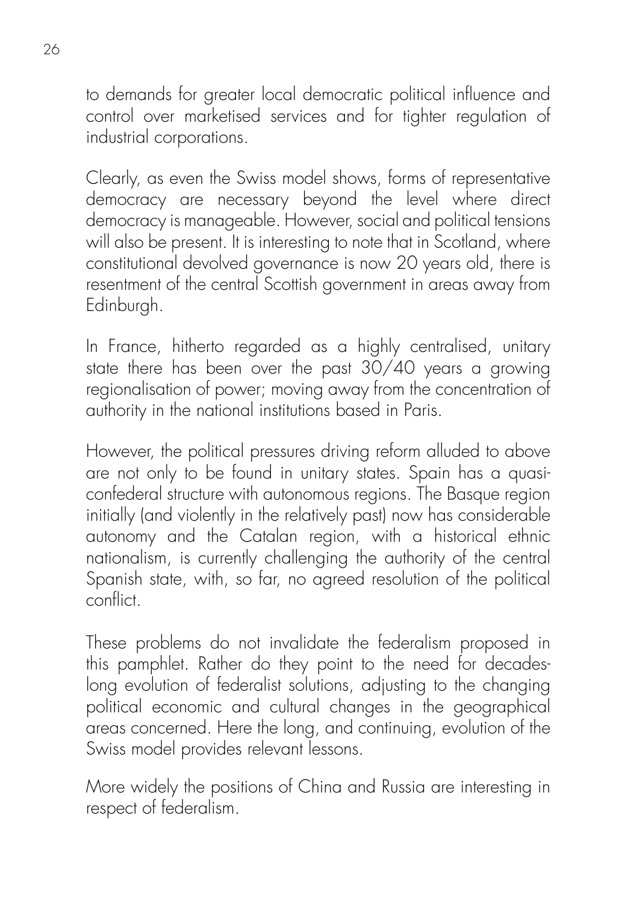to demands for greater local democratic political influence and control over marketised services and for tighter regulation of industrial corporations.

Clearly, as even the Swiss model shows, forms of representative democracy are necessary beyond the level where direct democracy is manageable. However, social and political tensions will also be present. It is interesting to note that in Scotland, where constitutional devolved governance is now 20 years old, there is resentment of the central Scottish government in areas away from Edinburgh.

In France, hitherto regarded as a highly centralised, unitary state there has been over the past 30/40 years a growing regionalisation of power; moving away from the concentration of authority in the national institutions based in Paris.

However, the political pressures driving reform alluded to above are not only to be found in unitary states. Spain has a quasi-confederal structure with autonomous regions. The Basque region initially (and violently in the relatively past) now has considerable autonomy and the Catalan region, with a historical ethnic nationalism, is currently challenging the authority of the central Spanish state, with, so far, no agreed resolution of the political conflict.

These problems do not invalidate the federalism proposed in this pamphlet. Rather do they point to the need for decades-long evolution of federalist solutions, adjusting to the changing political economic and cultural changes in the geographical areas concerned. Here the long, and continuing, evolution of the Swiss model provides relevant lessons.

More widely the positions of China and Russia are interesting in respect of federalism.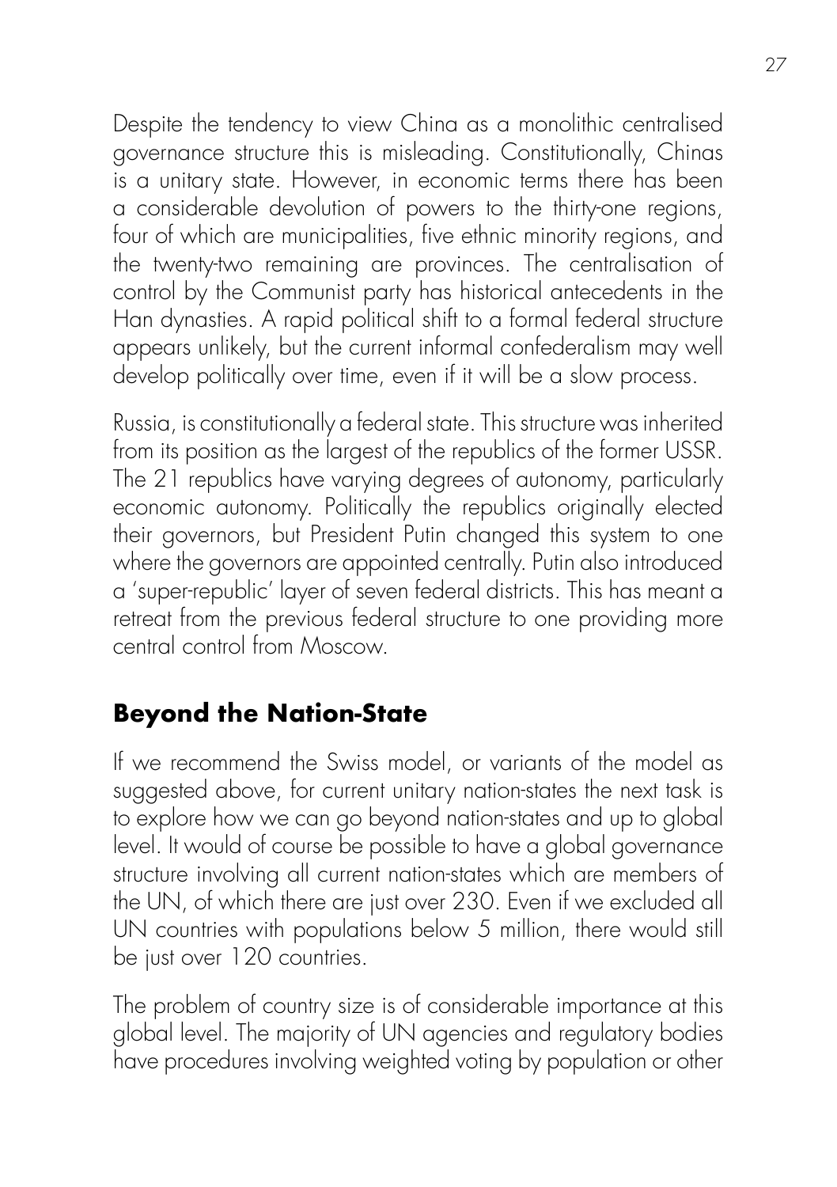Despite the tendency to view China as a monolithic centralised governance structure this is misleading. Constitutionally, Chinas is a unitary state. However, in economic terms there has been a considerable devolution of powers to the thirty-one regions, four of which are municipalities, five ethnic minority regions, and the twenty-two remaining are provinces. The centralisation of control by the Communist party has historical antecedents in the Han dynasties. A rapid political shift to a formal federal structure appears unlikely, but the current informal confederalism may well develop politically over time, even if it will be a slow process.

Russia, is constitutionally a federal state. This structure was inherited from its position as the largest of the republics of the former USSR. The 21 republics have varying degrees of autonomy, particularly economic autonomy. Politically the republics originally elected their governors, but President Putin changed this system to one where the governors are appointed centrally. Putin also introduced a 'super-republic' layer of seven federal districts. This has meant a retreat from the previous federal structure to one providing more central control from Moscow.

## Beyond the Nation-State

If we recommend the Swiss model, or variants of the model as suggested above, for current unitary nation-states the next task is to explore how we can go beyond nation-states and up to global level. It would of course be possible to have a global governance structure involving all current nation-states which are members of the UN, of which there are just over 230. Even if we excluded all UN countries with populations below 5 million, there would still be just over 120 countries.

The problem of country size is of considerable importance at this global level. The majority of UN agencies and regulatory bodies have procedures involving weighted voting by population or other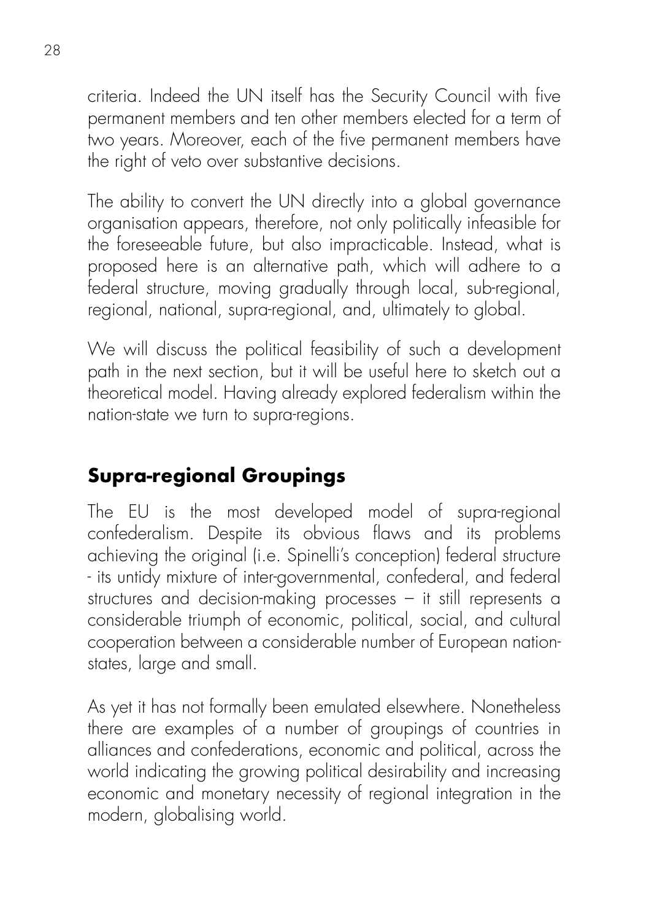criteria. Indeed the UN itself has the Security Council with five permanent members and ten other members elected for a term of two years. Moreover, each of the five permanent members have the right of veto over substantive decisions.

The ability to convert the UN directly into a global governance organisation appears, therefore, not only politically infeasible for the foreseeable future, but also impracticable. Instead, what is proposed here is an alternative path, which will adhere to a federal structure, moving gradually through local, sub-regional, regional, national, supra-regional, and, ultimately to global.

We will discuss the political feasibility of such a development path in the next section, but it will be useful here to sketch out a theoretical model. Having already explored federalism within the nation-state we turn to supra-regions.

## Supra-regional Groupings

The EU is the most developed model of supra-regional confederalism. Despite its obvious flaws and its problems achieving the original (i.e. Spinelli's conception) federal structure - its untidy mixture of inter-governmental, confederal, and federal structures and decision-making processes – it still represents a considerable triumph of economic, political, social, and cultural cooperation between a considerable number of European nation-states, large and small.

As yet it has not formally been emulated elsewhere. Nonetheless there are examples of a number of groupings of countries in alliances and confederations, economic and political, across the world indicating the growing political desirability and increasing economic and monetary necessity of regional integration in the modern, globalising world.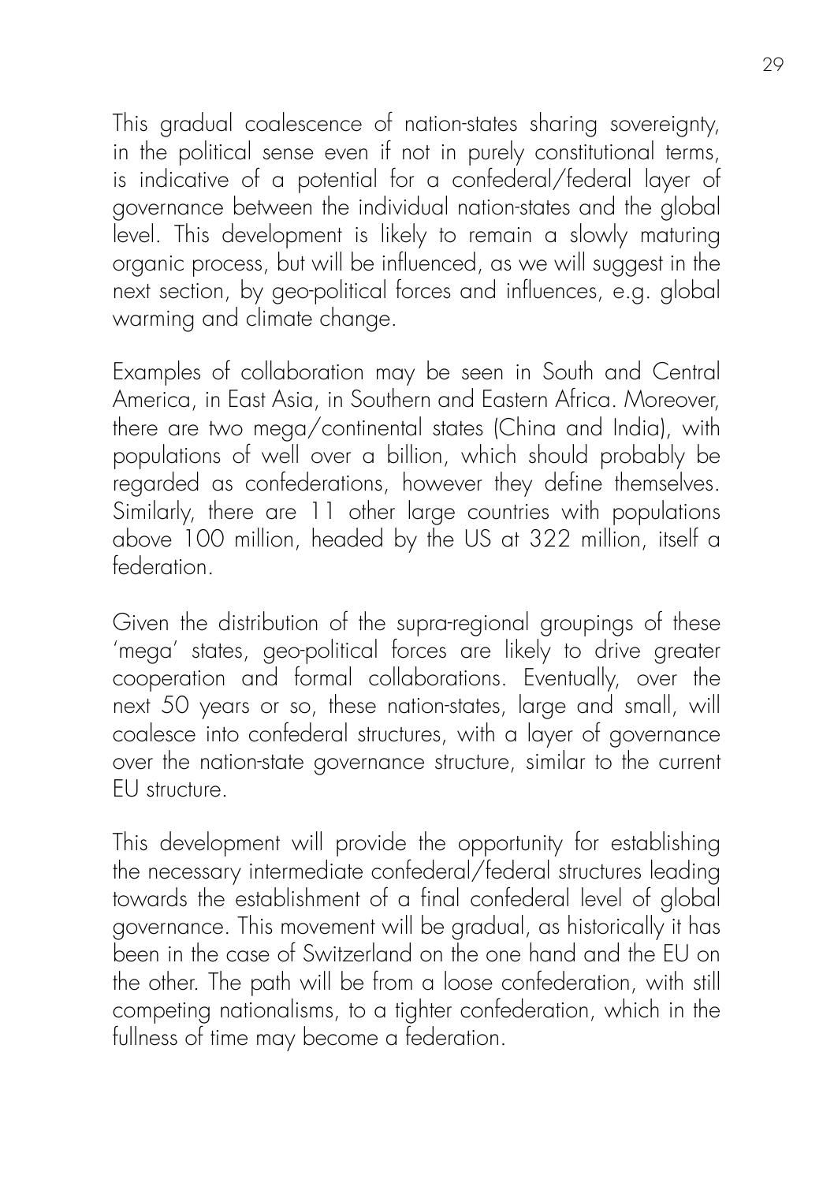This gradual coalescence of nation-states sharing sovereignty, in the political sense even if not in purely constitutional terms, is indicative of a potential for a confederal/federal layer of governance between the individual nation-states and the global level. This development is likely to remain a slowly maturing organic process, but will be influenced, as we will suggest in the next section, by geo-political forces and influences, e.g. global warming and climate change.

Examples of collaboration may be seen in South and Central America, in East Asia, in Southern and Eastern Africa. Moreover, there are two mega/continental states (China and India), with populations of well over a billion, which should probably be regarded as confederations, however they define themselves. Similarly, there are 11 other large countries with populations above 100 million, headed by the US at 322 million, itself a federation.

Given the distribution of the supra-regional groupings of these 'mega' states, geo-political forces are likely to drive greater cooperation and formal collaborations. Eventually, over the next 50 years or so, these nation-states, large and small, will coalesce into confederal structures, with a layer of governance over the nation-state governance structure, similar to the current EU structure.

This development will provide the opportunity for establishing the necessary intermediate confederal/federal structures leading towards the establishment of a final confederal level of global governance. This movement will be gradual, as historically it has been in the case of Switzerland on the one hand and the EU on the other. The path will be from a loose confederation, with still competing nationalisms, to a tighter confederation, which in the fullness of time may become a federation.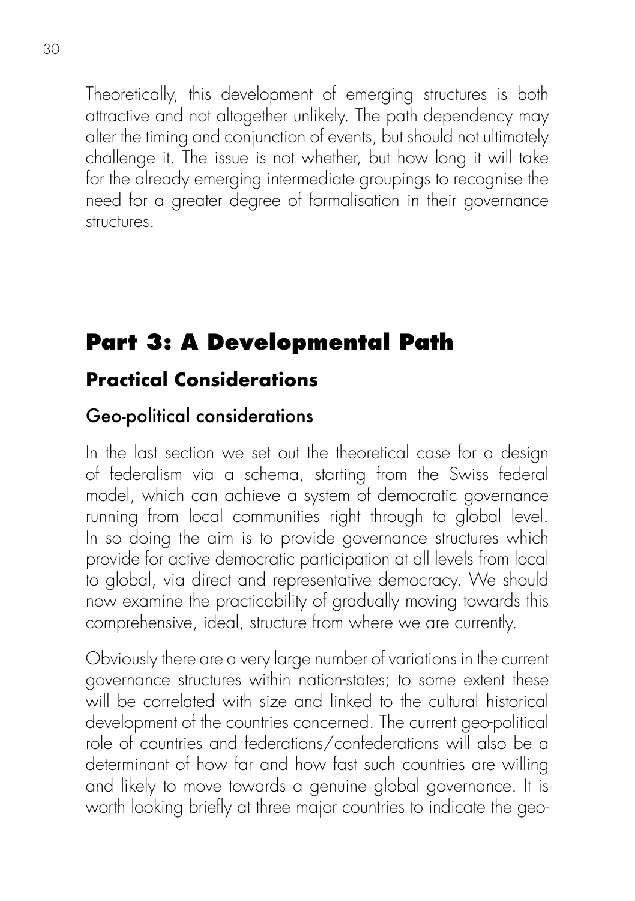Theoretically, this development of emerging structures is both attractive and not altogether unlikely. The path dependency may alter the timing and conjunction of events, but should not ultimately challenge it. The issue is not whether, but how long it will take for the already emerging intermediate groupings to recognise the need for a greater degree of formalisation in their governance structures.

# Part 3: A Developmental Path

## Practical Considerations

### Geo-political considerations

In the last section we set out the theoretical case for a design of federalism via a schema, starting from the Swiss federal model, which can achieve a system of democratic governance running from local communities right through to global level. In so doing the aim is to provide governance structures which provide for active democratic participation at all levels from local to global, via direct and representative democracy. We should now examine the practicability of gradually moving towards this comprehensive, ideal, structure from where we are currently.

Obviously there are a very large number of variations in the current governance structures within nation-states; to some extent these will be correlated with size and linked to the cultural historical development of the countries concerned. The current geo-political role of countries and federations/confederations will also be a determinant of how far and how fast such countries are willing and likely to move towards a genuine global governance. It is worth looking briefly at three major countries to indicate the geo-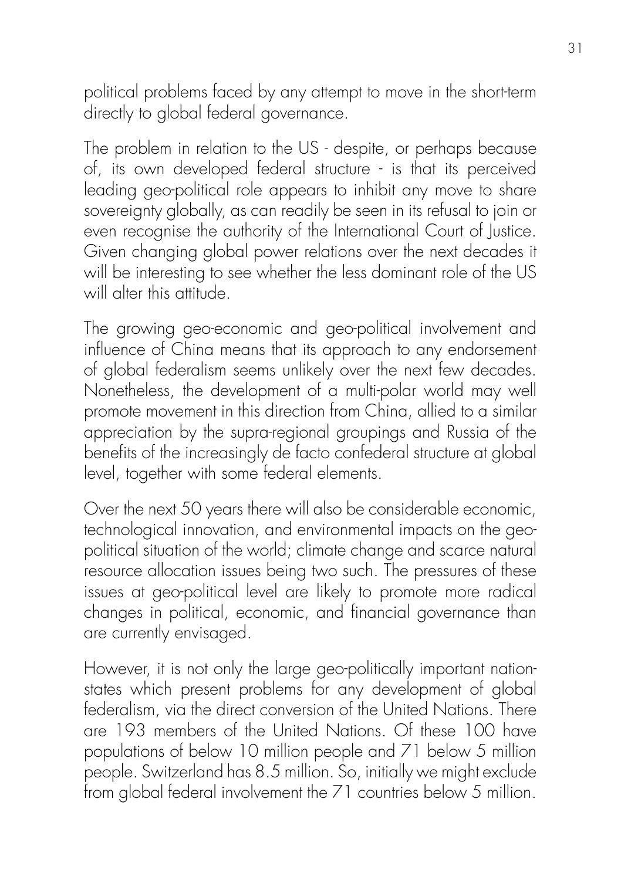political problems faced by any attempt to move in the short-term directly to global federal governance.

The problem in relation to the US - despite, or perhaps because of, its own developed federal structure - is that its perceived leading geo-political role appears to inhibit any move to share sovereignty globally, as can readily be seen in its refusal to join or even recognise the authority of the International Court of Justice. Given changing global power relations over the next decades it will be interesting to see whether the less dominant role of the US will alter this attitude.

The growing geo-economic and geo-political involvement and influence of China means that its approach to any endorsement of global federalism seems unlikely over the next few decades. Nonetheless, the development of a multi-polar world may well promote movement in this direction from China, allied to a similar appreciation by the supra-regional groupings and Russia of the benefits of the increasingly de facto confederal structure at global level, together with some federal elements.

Over the next 50 years there will also be considerable economic, technological innovation, and environmental impacts on the geo-political situation of the world; climate change and scarce natural resource allocation issues being two such. The pressures of these issues at geo-political level are likely to promote more radical changes in political, economic, and financial governance than are currently envisaged.

However, it is not only the large geo-politically important nation-states which present problems for any development of global federalism, via the direct conversion of the United Nations. There are 193 members of the United Nations. Of these 100 have populations of below 10 million people and 71 below 5 million people. Switzerland has 8.5 million. So, initially we might exclude from global federal involvement the 71 countries below 5 million.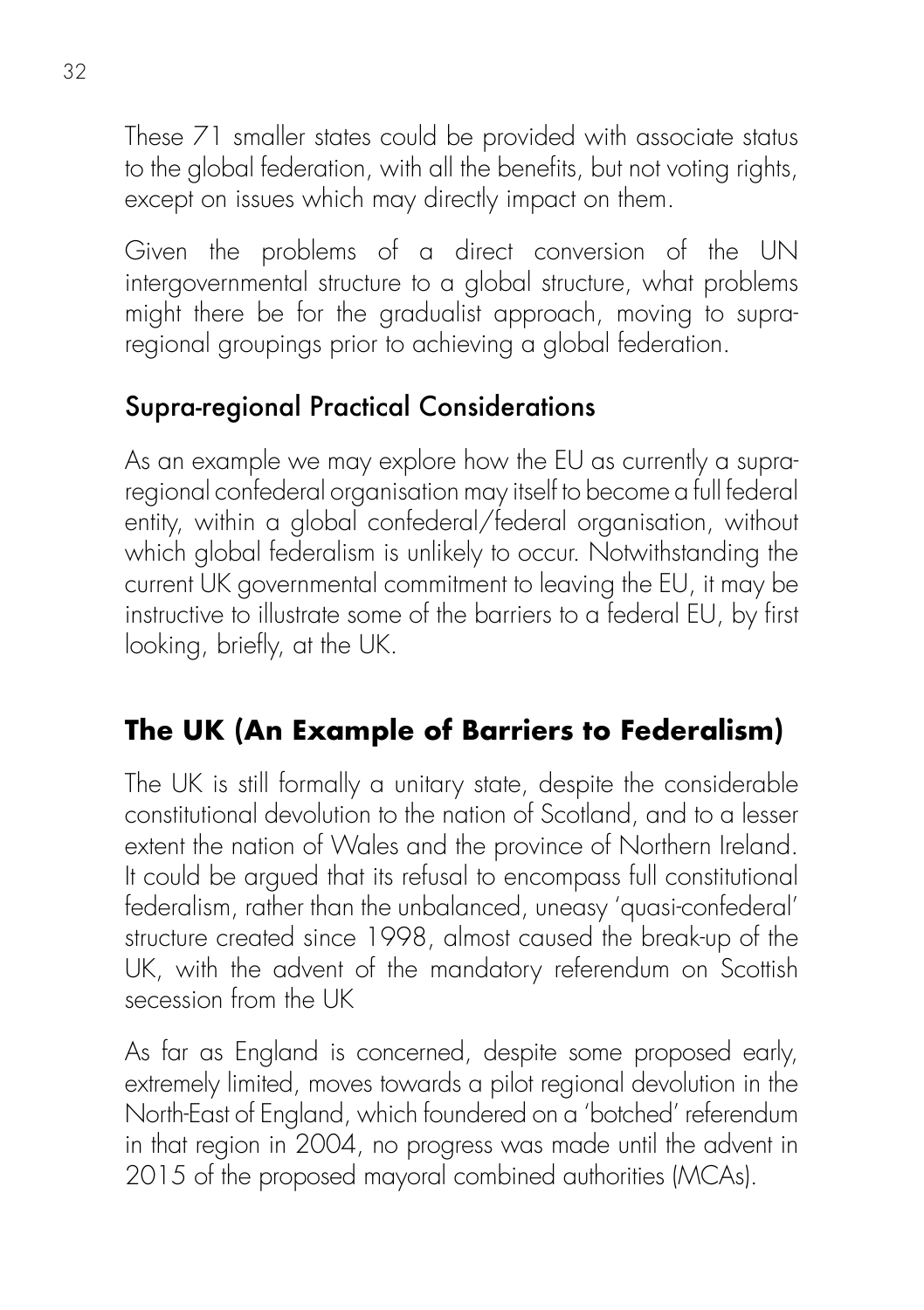These 71 smaller states could be provided with associate status to the global federation, with all the benefits, but not voting rights, except on issues which may directly impact on them.

Given the problems of a direct conversion of the UN intergovernmental structure to a global structure, what problems might there be for the gradualist approach, moving to supra-regional groupings prior to achieving a global federation.

### Supra-regional Practical Considerations

As an example we may explore how the EU as currently a supra-regional confederal organisation may itself to become a full federal entity, within a global confederal/federal organisation, without which global federalism is unlikely to occur. Notwithstanding the current UK governmental commitment to leaving the EU, it may be instructive to illustrate some of the barriers to a federal EU, by first looking, briefly, at the UK.

## The UK (An Example of Barriers to Federalism)

The UK is still formally a unitary state, despite the considerable constitutional devolution to the nation of Scotland, and to a lesser extent the nation of Wales and the province of Northern Ireland. It could be argued that its refusal to encompass full constitutional federalism, rather than the unbalanced, uneasy 'quasi-confederal' structure created since 1998, almost caused the break-up of the UK, with the advent of the mandatory referendum on Scottish secession from the UK

As far as England is concerned, despite some proposed early, extremely limited, moves towards a pilot regional devolution in the North-East of England, which foundered on a 'botched' referendum in that region in 2004, no progress was made until the advent in 2015 of the proposed mayoral combined authorities (MCAs).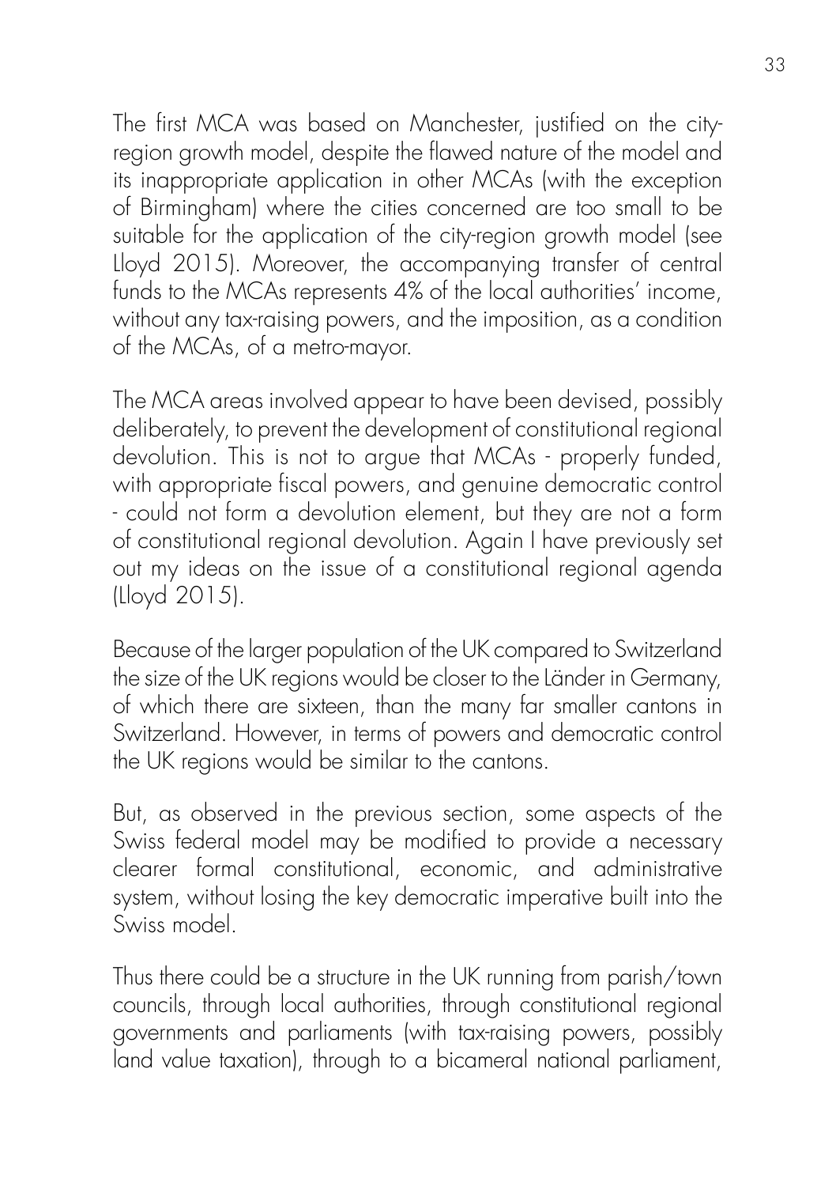The first MCA was based on Manchester, justified on the city-region growth model, despite the flawed nature of the model and its inappropriate application in other MCAs (with the exception of Birmingham) where the cities concerned are too small to be suitable for the application of the city-region growth model (see Lloyd 2015). Moreover, the accompanying transfer of central funds to the MCAs represents 4% of the local authorities' income, without any tax-raising powers, and the imposition, as a condition of the MCAs, of a metro-mayor.

The MCA areas involved appear to have been devised, possibly deliberately, to prevent the development of constitutional regional devolution. This is not to argue that MCAs - properly funded, with appropriate fiscal powers, and genuine democratic control - could not form a devolution element, but they are not a form of constitutional regional devolution. Again I have previously set out my ideas on the issue of a constitutional regional agenda (Lloyd 2015).

Because of the larger population of the UK compared to Switzerland the size of the UK regions would be closer to the Länder in Germany, of which there are sixteen, than the many far smaller cantons in Switzerland. However, in terms of powers and democratic control the UK regions would be similar to the cantons.

But, as observed in the previous section, some aspects of the Swiss federal model may be modified to provide a necessary clearer formal constitutional, economic, and administrative system, without losing the key democratic imperative built into the Swiss model.

Thus there could be a structure in the UK running from parish/town councils, through local authorities, through constitutional regional governments and parliaments (with tax-raising powers, possibly land value taxation), through to a bicameral national parliament,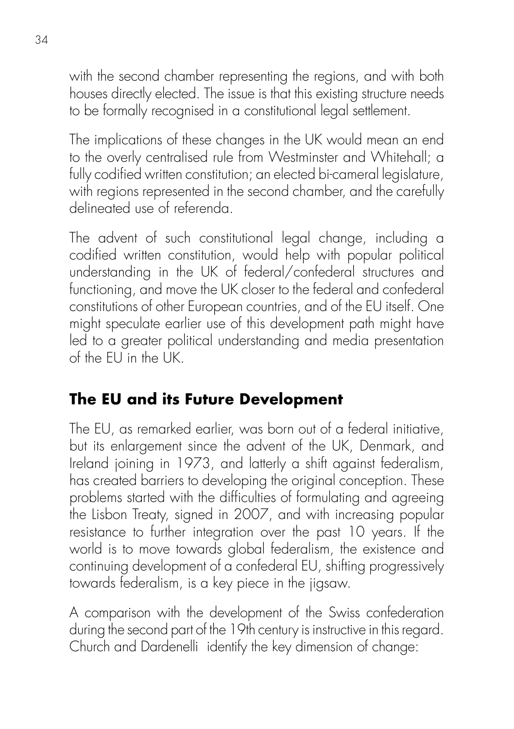with the second chamber representing the regions, and with both houses directly elected. The issue is that this existing structure needs to be formally recognised in a constitutional legal settlement.

The implications of these changes in the UK would mean an end to the overly centralised rule from Westminster and Whitehall; a fully codified written constitution; an elected bi-cameral legislature, with regions represented in the second chamber, and the carefully delineated use of referenda.

The advent of such constitutional legal change, including a codified written constitution, would help with popular political understanding in the UK of federal/confederal structures and functioning, and move the UK closer to the federal and confederal constitutions of other European countries, and of the EU itself. One might speculate earlier use of this development path might have led to a greater political understanding and media presentation of the EU in the UK.

## The EU and its Future Development

The EU, as remarked earlier, was born out of a federal initiative, but its enlargement since the advent of the UK, Denmark, and Ireland joining in 1973, and latterly a shift against federalism, has created barriers to developing the original conception. These problems started with the difficulties of formulating and agreeing the Lisbon Treaty, signed in 2007, and with increasing popular resistance to further integration over the past 10 years. If the world is to move towards global federalism, the existence and continuing development of a confederal EU, shifting progressively towards federalism, is a key piece in the jigsaw.

A comparison with the development of the Swiss confederation during the second part of the 19th century is instructive in this regard. Church and Dardenelli  identify the key dimension of change: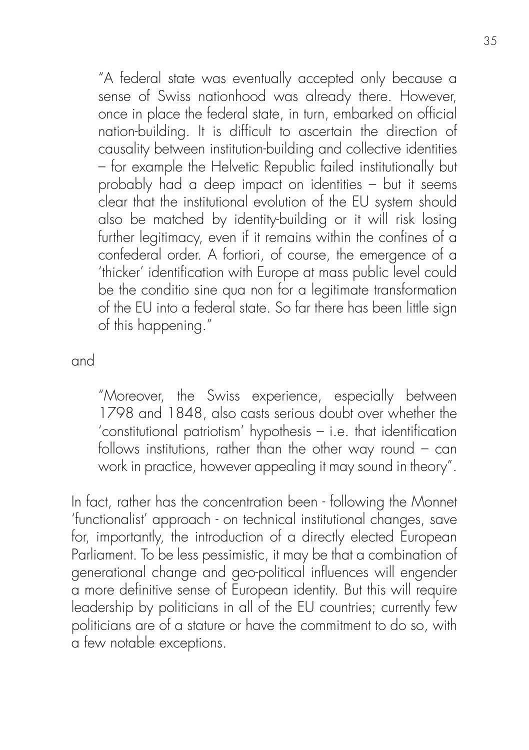> "A federal state was eventually accepted only because a sense of Swiss nationhood was already there. However, once in place the federal state, in turn, embarked on official nation-building. It is difficult to ascertain the direction of causality between institution-building and collective identities – for example the Helvetic Republic failed institutionally but probably had a deep impact on identities – but it seems clear that the institutional evolution of the EU system should also be matched by identity-building or it will risk losing further legitimacy, even if it remains within the confines of a confederal order. A fortiori, of course, the emergence of a 'thicker' identification with Europe at mass public level could be the conditio sine qua non for a legitimate transformation of the EU into a federal state. So far there has been little sign of this happening."

and

> "Moreover, the Swiss experience, especially between 1798 and 1848, also casts serious doubt over whether the 'constitutional patriotism' hypothesis – i.e. that identification follows institutions, rather than the other way round – can work in practice, however appealing it may sound in theory".

In fact, rather has the concentration been - following the Monnet 'functionalist' approach - on technical institutional changes, save for, importantly, the introduction of a directly elected European Parliament. To be less pessimistic, it may be that a combination of generational change and geo-political influences will engender a more definitive sense of European identity. But this will require leadership by politicians in all of the EU countries; currently few politicians are of a stature or have the commitment to do so, with a few notable exceptions.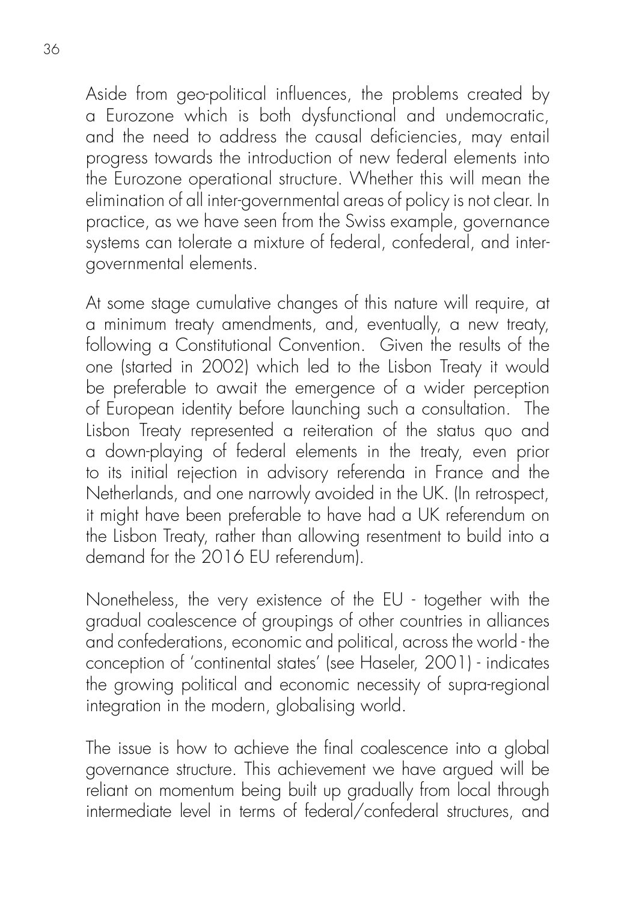Aside from geo-political influences, the problems created by a Eurozone which is both dysfunctional and undemocratic, and the need to address the causal deficiencies, may entail progress towards the introduction of new federal elements into the Eurozone operational structure. Whether this will mean the elimination of all inter-governmental areas of policy is not clear. In practice, as we have seen from the Swiss example, governance systems can tolerate a mixture of federal, confederal, and inter-governmental elements.

At some stage cumulative changes of this nature will require, at a minimum treaty amendments, and, eventually, a new treaty, following a Constitutional Convention. Given the results of the one (started in 2002) which led to the Lisbon Treaty it would be preferable to await the emergence of a wider perception of European identity before launching such a consultation. The Lisbon Treaty represented a reiteration of the status quo and a down-playing of federal elements in the treaty, even prior to its initial rejection in advisory referenda in France and the Netherlands, and one narrowly avoided in the UK. (In retrospect, it might have been preferable to have had a UK referendum on the Lisbon Treaty, rather than allowing resentment to build into a demand for the 2016 EU referendum).

Nonetheless, the very existence of the EU - together with the gradual coalescence of groupings of other countries in alliances and confederations, economic and political, across the world - the conception of 'continental states' (see Haseler, 2001) - indicates the growing political and economic necessity of supra-regional integration in the modern, globalising world.

The issue is how to achieve the final coalescence into a global governance structure. This achievement we have argued will be reliant on momentum being built up gradually from local through intermediate level in terms of federal/confederal structures, and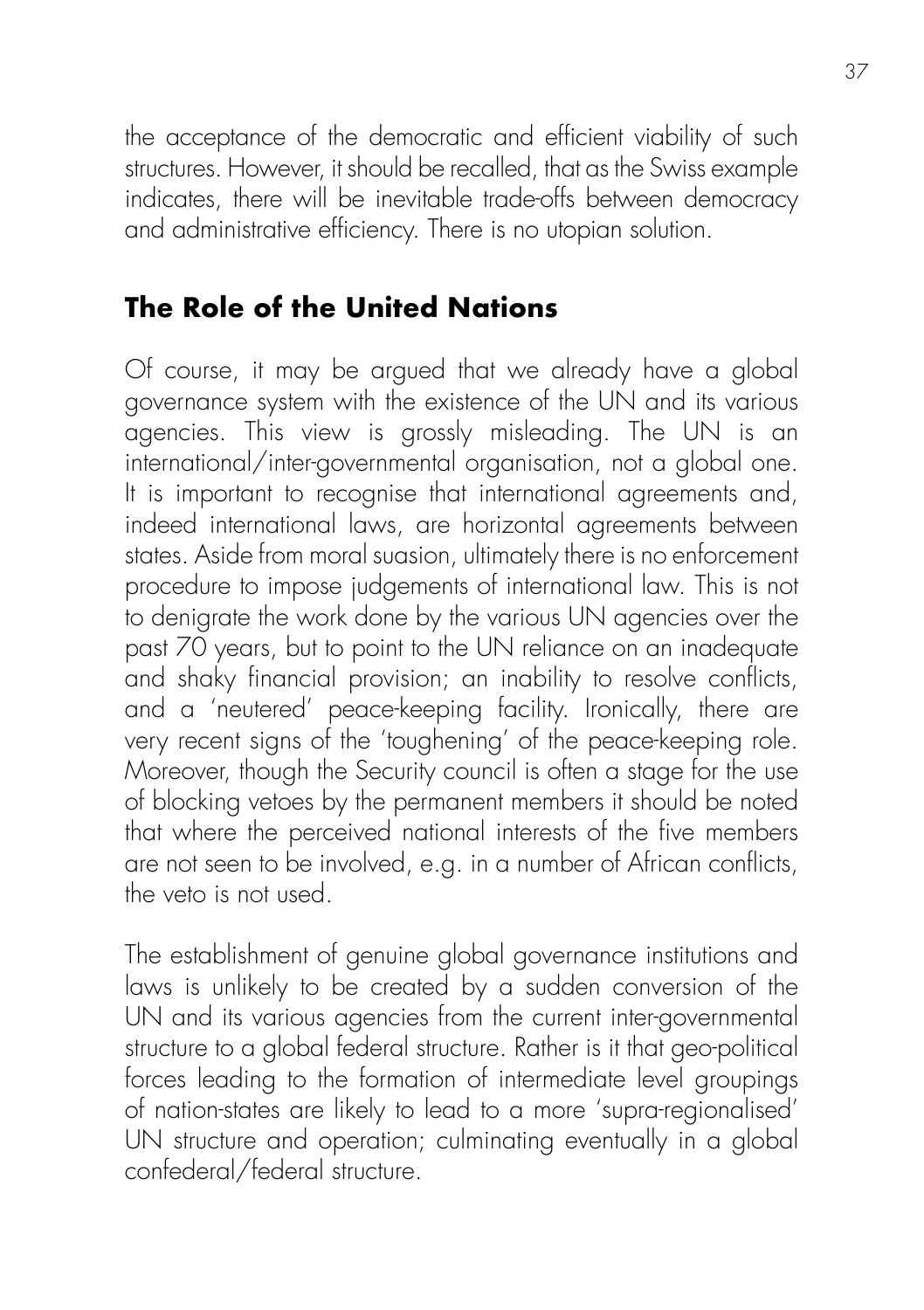the acceptance of the democratic and efficient viability of such structures. However, it should be recalled, that as the Swiss example indicates, there will be inevitable trade-offs between democracy and administrative efficiency. There is no utopian solution.

## The Role of the United Nations

Of course, it may be argued that we already have a global governance system with the existence of the UN and its various agencies. This view is grossly misleading. The UN is an international/inter-governmental organisation, not a global one. It is important to recognise that international agreements and, indeed international laws, are horizontal agreements between states. Aside from moral suasion, ultimately there is no enforcement procedure to impose judgements of international law. This is not to denigrate the work done by the various UN agencies over the past 70 years, but to point to the UN reliance on an inadequate and shaky financial provision; an inability to resolve conflicts, and a 'neutered' peace-keeping facility. Ironically, there are very recent signs of the 'toughening' of the peace-keeping role. Moreover, though the Security council is often a stage for the use of blocking vetoes by the permanent members it should be noted that where the perceived national interests of the five members are not seen to be involved, e.g. in a number of African conflicts, the veto is not used.

The establishment of genuine global governance institutions and laws is unlikely to be created by a sudden conversion of the UN and its various agencies from the current inter-governmental structure to a global federal structure. Rather is it that geo-political forces leading to the formation of intermediate level groupings of nation-states are likely to lead to a more 'supra-regionalised' UN structure and operation; culminating eventually in a global confederal/federal structure.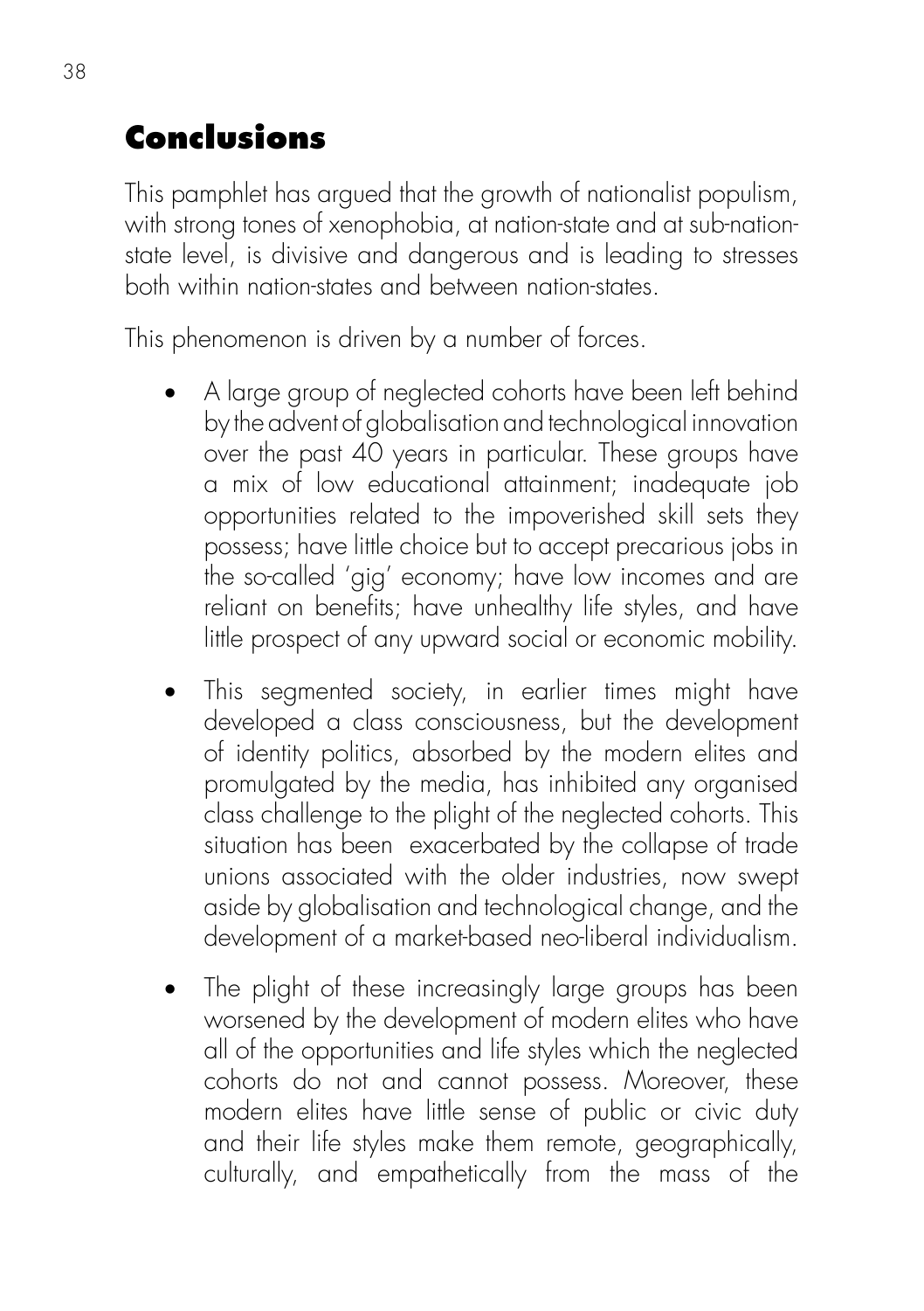# Conclusions

This pamphlet has argued that the growth of nationalist populism, with strong tones of xenophobia, at nation-state and at sub-nation-state level, is divisive and dangerous and is leading to stresses both within nation-states and between nation-states.

This phenomenon is driven by a number of forces.

- A large group of neglected cohorts have been left behind by the advent of globalisation and technological innovation over the past 40 years in particular. These groups have a mix of low educational attainment; inadequate job opportunities related to the impoverished skill sets they possess; have little choice but to accept precarious jobs in the so-called 'gig' economy; have low incomes and are reliant on benefits; have unhealthy life styles, and have little prospect of any upward social or economic mobility.

- This segmented society, in earlier times might have developed a class consciousness, but the development of identity politics, absorbed by the modern elites and promulgated by the media, has inhibited any organised class challenge to the plight of the neglected cohorts. This situation has been exacerbated by the collapse of trade unions associated with the older industries, now swept aside by globalisation and technological change, and the development of a market-based neo-liberal individualism.

- The plight of these increasingly large groups has been worsened by the development of modern elites who have all of the opportunities and life styles which the neglected cohorts do not and cannot possess. Moreover, these modern elites have little sense of public or civic duty and their life styles make them remote, geographically, culturally, and empathetically from the mass of the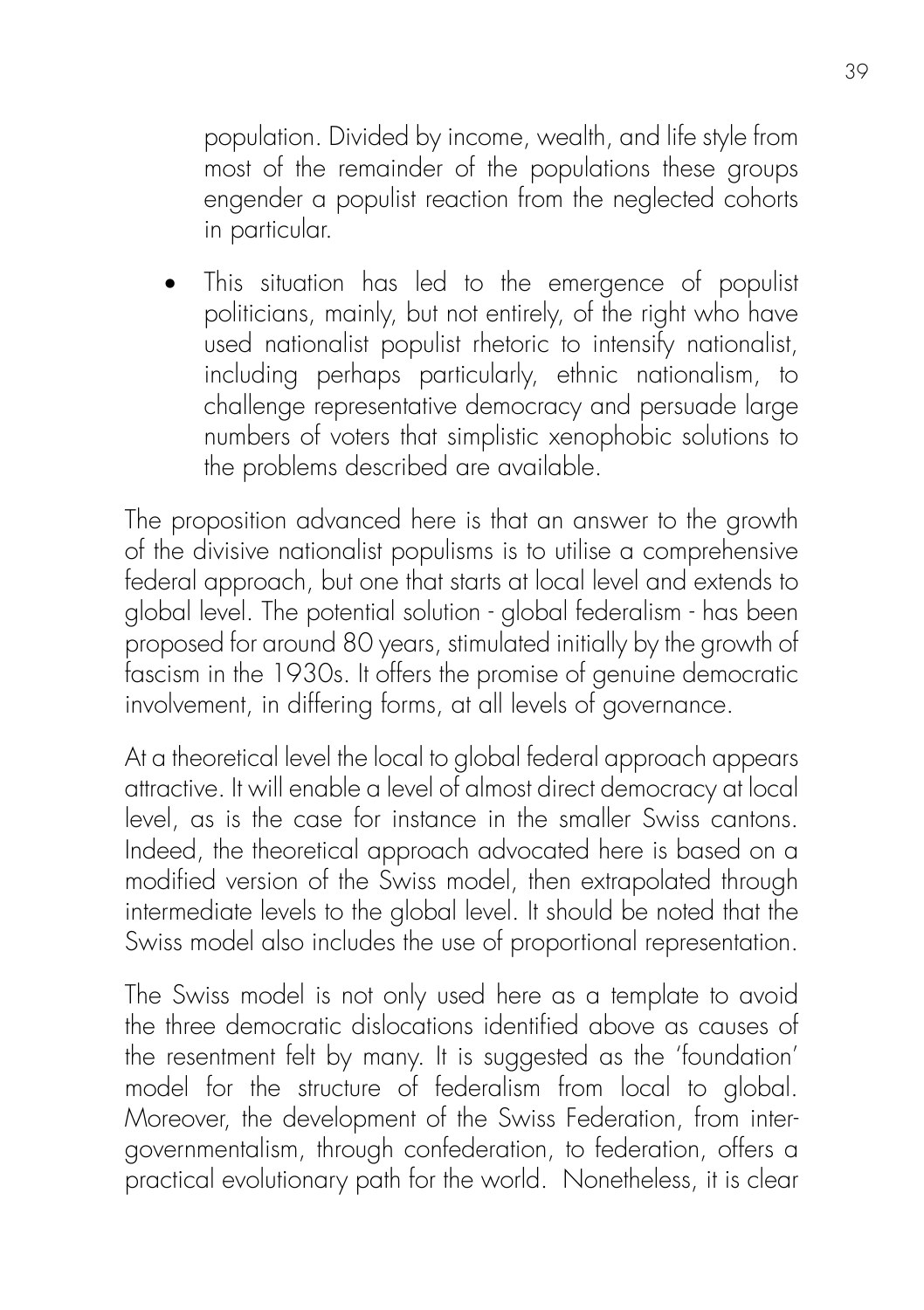population. Divided by income, wealth, and life style from most of the remainder of the populations these groups engender a populist reaction from the neglected cohorts in particular.

- This situation has led to the emergence of populist politicians, mainly, but not entirely, of the right who have used nationalist populist rhetoric to intensify nationalist, including perhaps particularly, ethnic nationalism, to challenge representative democracy and persuade large numbers of voters that simplistic xenophobic solutions to the problems described are available.

The proposition advanced here is that an answer to the growth of the divisive nationalist populisms is to utilise a comprehensive federal approach, but one that starts at local level and extends to global level. The potential solution - global federalism - has been proposed for around 80 years, stimulated initially by the growth of fascism in the 1930s. It offers the promise of genuine democratic involvement, in differing forms, at all levels of governance.

At a theoretical level the local to global federal approach appears attractive. It will enable a level of almost direct democracy at local level, as is the case for instance in the smaller Swiss cantons. Indeed, the theoretical approach advocated here is based on a modified version of the Swiss model, then extrapolated through intermediate levels to the global level. It should be noted that the Swiss model also includes the use of proportional representation.

The Swiss model is not only used here as a template to avoid the three democratic dislocations identified above as causes of the resentment felt by many. It is suggested as the 'foundation' model for the structure of federalism from local to global. Moreover, the development of the Swiss Federation, from inter-governmentalism, through confederation, to federation, offers a practical evolutionary path for the world. Nonetheless, it is clear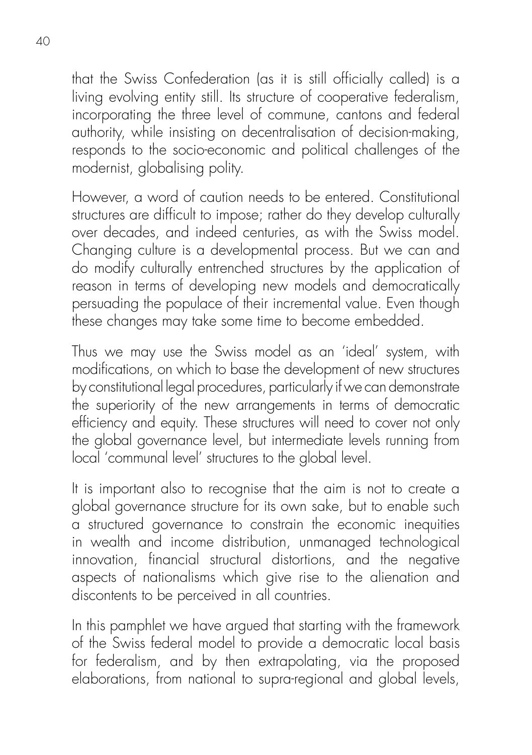that the Swiss Confederation (as it is still officially called) is a living evolving entity still. Its structure of cooperative federalism, incorporating the three level of commune, cantons and federal authority, while insisting on decentralisation of decision-making, responds to the socio-economic and political challenges of the modernist, globalising polity.

However, a word of caution needs to be entered. Constitutional structures are difficult to impose; rather do they develop culturally over decades, and indeed centuries, as with the Swiss model. Changing culture is a developmental process. But we can and do modify culturally entrenched structures by the application of reason in terms of developing new models and democratically persuading the populace of their incremental value. Even though these changes may take some time to become embedded.

Thus we may use the Swiss model as an 'ideal' system, with modifications, on which to base the development of new structures by constitutional legal procedures, particularly if we can demonstrate the superiority of the new arrangements in terms of democratic efficiency and equity. These structures will need to cover not only the global governance level, but intermediate levels running from local 'communal level' structures to the global level.

It is important also to recognise that the aim is not to create a global governance structure for its own sake, but to enable such a structured governance to constrain the economic inequities in wealth and income distribution, unmanaged technological innovation, financial structural distortions, and the negative aspects of nationalisms which give rise to the alienation and discontents to be perceived in all countries.

In this pamphlet we have argued that starting with the framework of the Swiss federal model to provide a democratic local basis for federalism, and by then extrapolating, via the proposed elaborations, from national to supra-regional and global levels,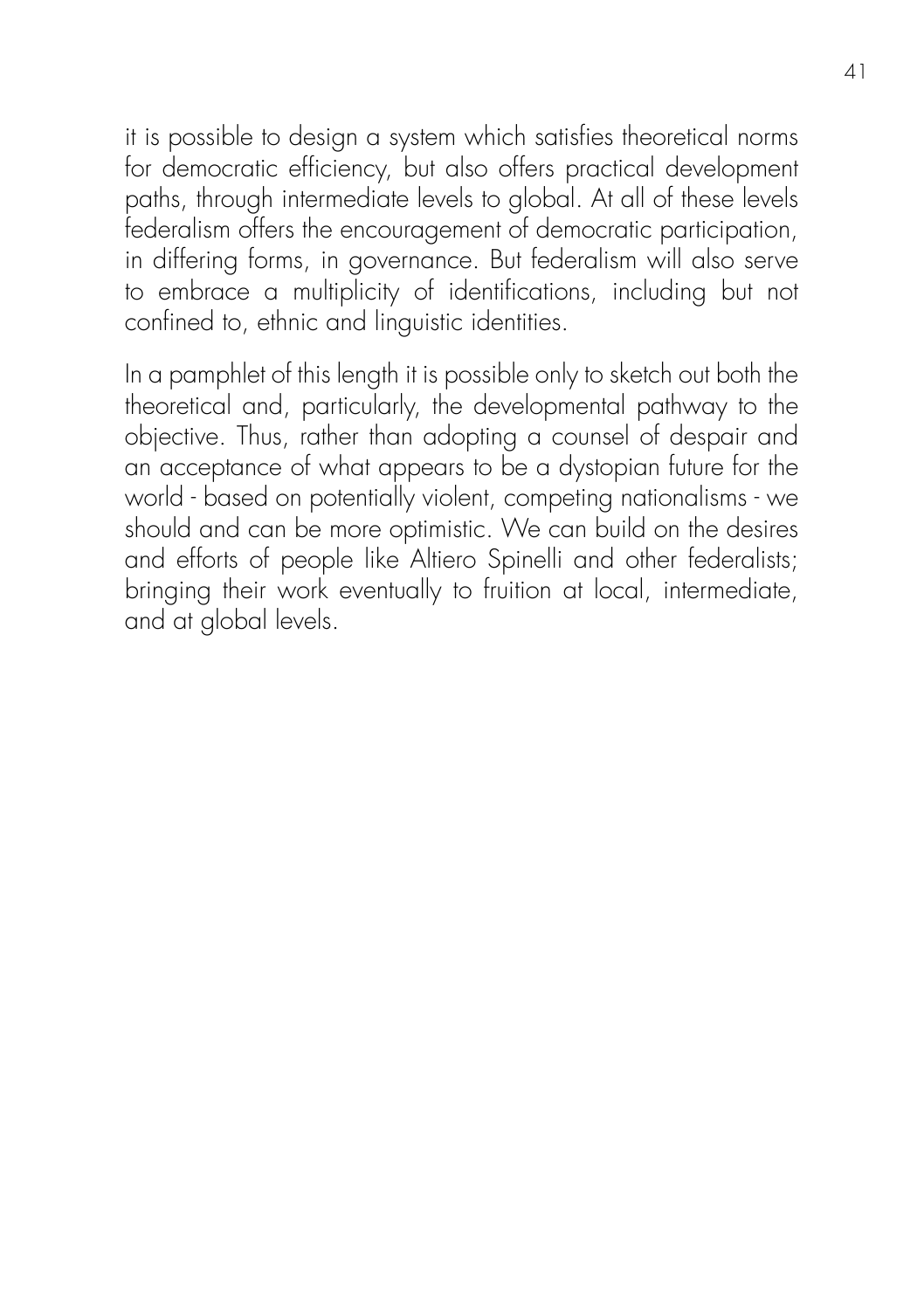it is possible to design a system which satisfies theoretical norms for democratic efficiency, but also offers practical development paths, through intermediate levels to global. At all of these levels federalism offers the encouragement of democratic participation, in differing forms, in governance. But federalism will also serve to embrace a multiplicity of identifications, including but not confined to, ethnic and linguistic identities.

In a pamphlet of this length it is possible only to sketch out both the theoretical and, particularly, the developmental pathway to the objective. Thus, rather than adopting a counsel of despair and an acceptance of what appears to be a dystopian future for the world - based on potentially violent, competing nationalisms - we should and can be more optimistic. We can build on the desires and efforts of people like Altiero Spinelli and other federalists; bringing their work eventually to fruition at local, intermediate, and at global levels.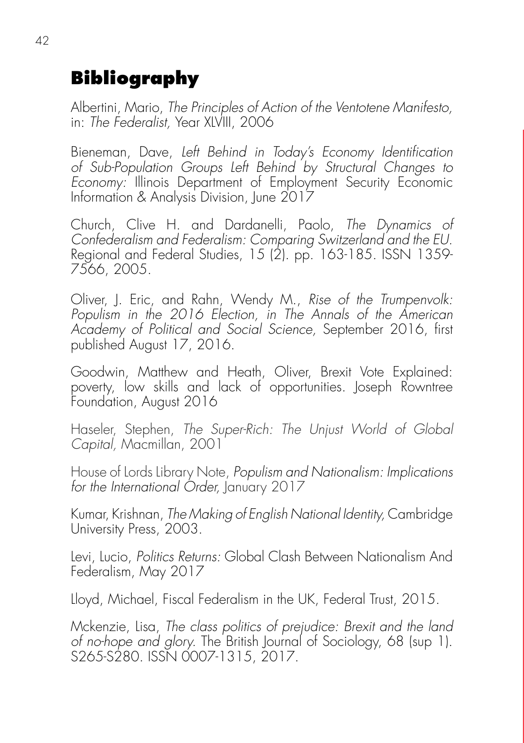# Bibliography

Albertini, Mario, *The Principles of Action of the Ventotene Manifesto,* in: *The Federalist,* Year XLVIII, 2006

Bieneman, Dave, *Left Behind in Today's Economy Identification of Sub-Population Groups Left Behind by Structural Changes to Economy:* Illinois Department of Employment Security Economic Information & Analysis Division, June 2017

Church, Clive H. and Dardanelli, Paolo, *The Dynamics of Confederalism and Federalism: Comparing Switzerland and the EU.* Regional and Federal Studies, 15 (2). pp. 163-185. ISSN 1359-7566, 2005.

Oliver, J. Eric, and Rahn, Wendy M., *Rise of the Trumpenvolk: Populism in the 2016 Election, in The Annals of the American Academy of Political and Social Science,* September 2016, first published August 17, 2016.

Goodwin, Matthew and Heath, Oliver, Brexit Vote Explained: poverty, low skills and lack of opportunities. Joseph Rowntree Foundation, August 2016

Haseler, Stephen, *The Super-Rich: The Unjust World of Global Capital,* Macmillan, 2001

House of Lords Library Note, *Populism and Nationalism: Implications for the International Order,* January 2017

Kumar, Krishnan, *The Making of English National Identity,* Cambridge University Press, 2003.

Levi, Lucio, *Politics Returns:* Global Clash Between Nationalism And Federalism, May 2017

Lloyd, Michael, Fiscal Federalism in the UK, Federal Trust, 2015.

Mckenzie, Lisa, *The class politics of prejudice: Brexit and the land of no-hope and glory.* The British Journal of Sociology, 68 (sup 1). S265-S280. ISSN 0007-1315, 2017.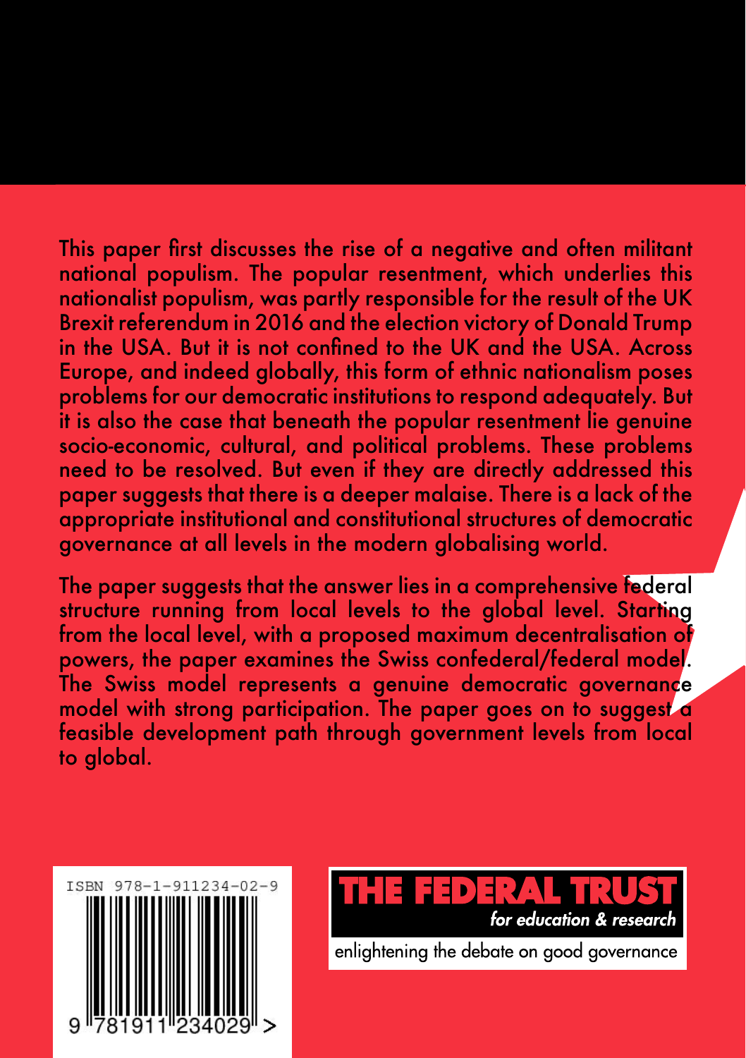This paper first discusses the rise of a negative and often militant national populism. The popular resentment, which underlies this nationalist populism, was partly responsible for the result of the UK Brexit referendum in 2016 and the election victory of Donald Trump in the USA. But it is not confined to the UK and the USA. Across Europe, and indeed globally, this form of ethnic nationalism poses problems for our democratic institutions to respond adequately. But it is also the case that beneath the popular resentment lie genuine socio-economic, cultural, and political problems. These problems need to be resolved. But even if they are directly addressed this paper suggests that there is a deeper malaise. There is a lack of the appropriate institutional and constitutional structures of democratic governance at all levels in the modern globalising world.

The paper suggests that the answer lies in a comprehensive federal structure running from local levels to the global level. Starting from the local level, with a proposed maximum decentralisation of powers, the paper examines the Swiss confederal/federal model. The Swiss model represents a genuine democratic governance model with strong participation. The paper goes on to suggest a feasible development path through government levels from local to global.

ISBN 978-1-911234-02-9

9 781911 234029

THE FEDERAL TRUST

*for education & research*

enlightening the debate on good governance